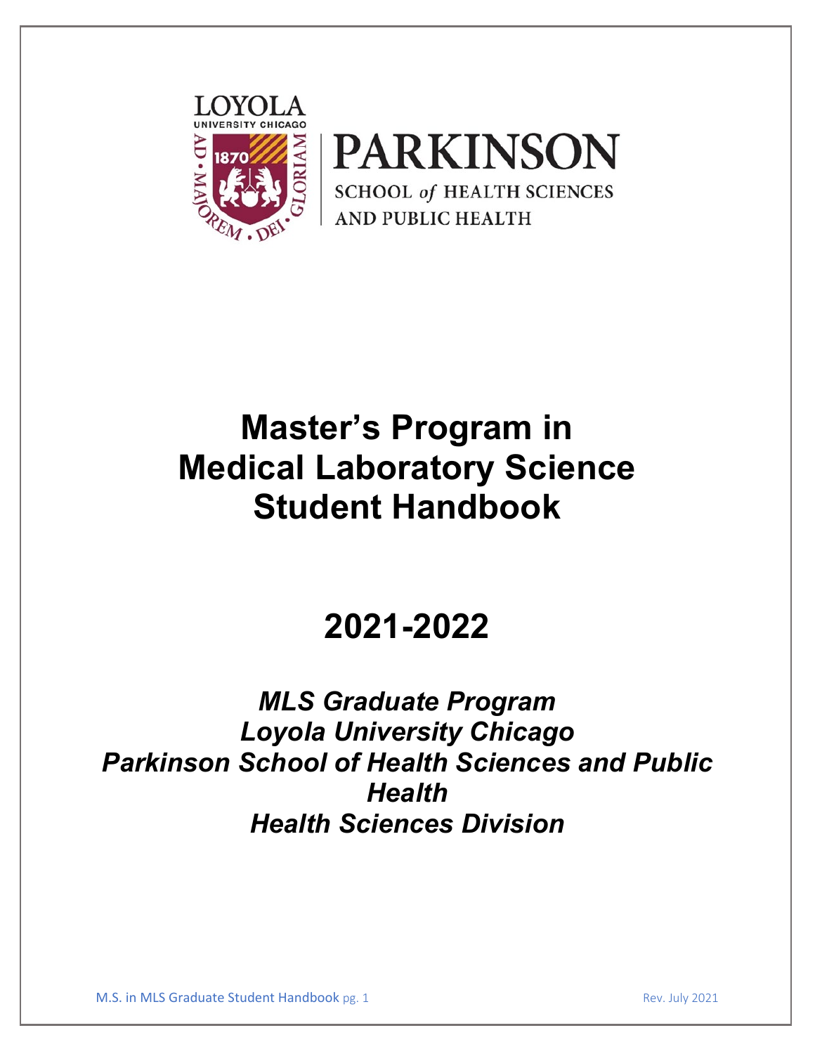LOYOLA
UNIVERSITY CHICAGO

PARKINSON
SCHOOL *of* HEALTH SCIENCES
AND PUBLIC HEALTH

# Master's Program in Medical Laboratory Science Student Handbook

# 2021-2022

***MLS Graduate Program***
***Loyola University Chicago***
***Parkinson School of Health Sciences and Public Health***
***Health Sciences Division***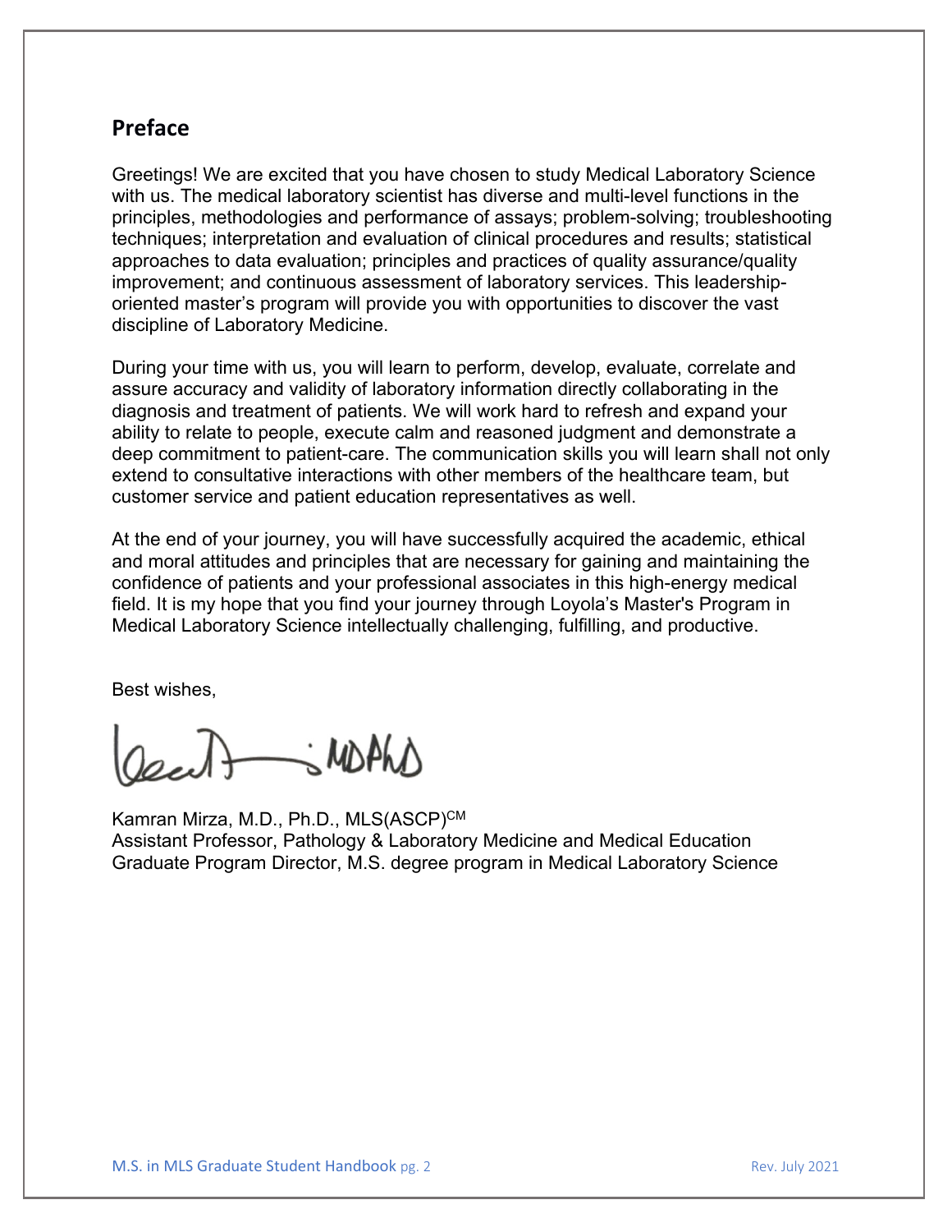## Preface

Greetings! We are excited that you have chosen to study Medical Laboratory Science with us. The medical laboratory scientist has diverse and multi-level functions in the principles, methodologies and performance of assays; problem-solving; troubleshooting techniques; interpretation and evaluation of clinical procedures and results; statistical approaches to data evaluation; principles and practices of quality assurance/quality improvement; and continuous assessment of laboratory services. This leadership-oriented master's program will provide you with opportunities to discover the vast discipline of Laboratory Medicine.

During your time with us, you will learn to perform, develop, evaluate, correlate and assure accuracy and validity of laboratory information directly collaborating in the diagnosis and treatment of patients. We will work hard to refresh and expand your ability to relate to people, execute calm and reasoned judgment and demonstrate a deep commitment to patient-care. The communication skills you will learn shall not only extend to consultative interactions with other members of the healthcare team, but customer service and patient education representatives as well.

At the end of your journey, you will have successfully acquired the academic, ethical and moral attitudes and principles that are necessary for gaining and maintaining the confidence of patients and your professional associates in this high-energy medical field. It is my hope that you find your journey through Loyola's Master's Program in Medical Laboratory Science intellectually challenging, fulfilling, and productive.

Best wishes,

Kamran Mirza, M.D., Ph.D., MLS(ASCP)[CM]
Assistant Professor, Pathology & Laboratory Medicine and Medical Education
Graduate Program Director, M.S. degree program in Medical Laboratory Science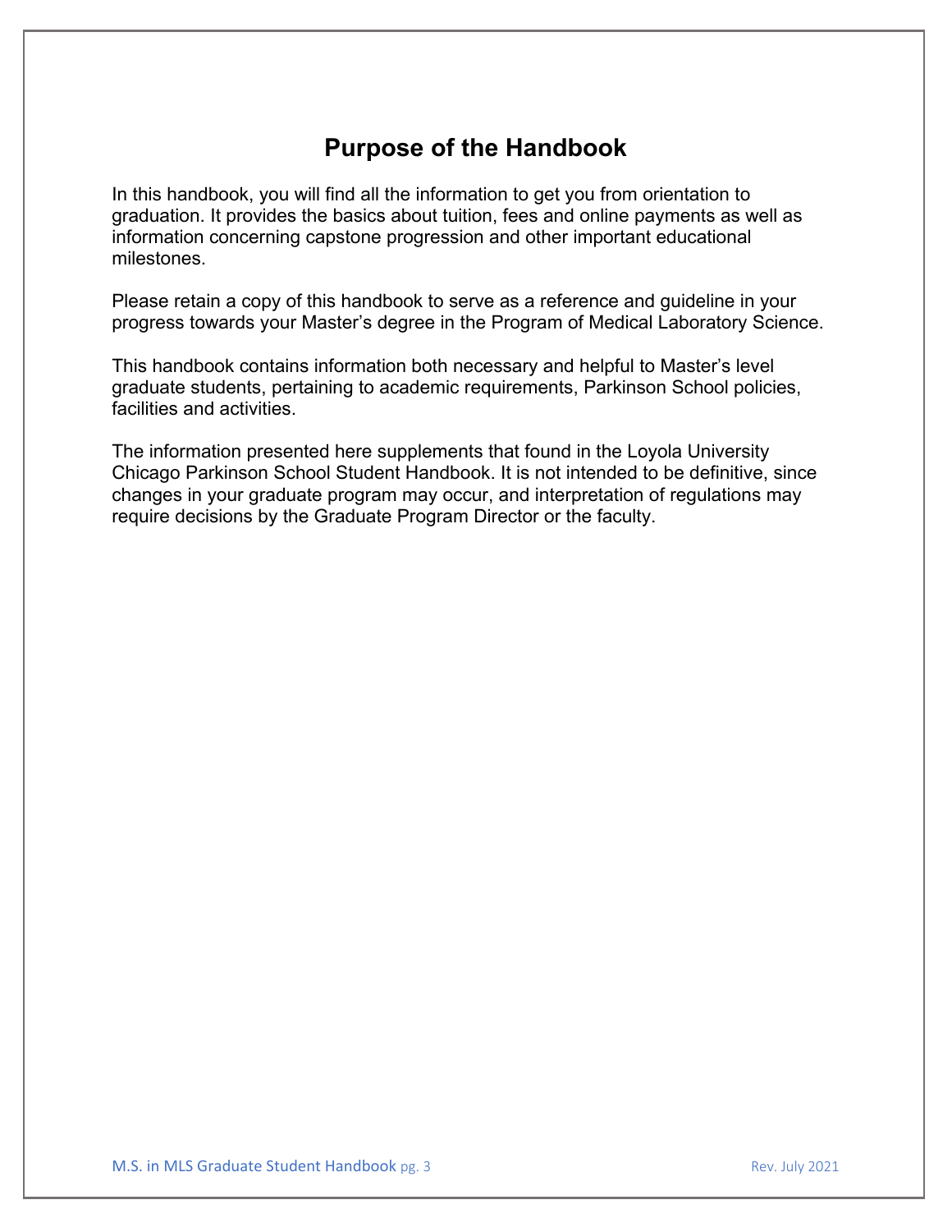# Purpose of the Handbook

In this handbook, you will find all the information to get you from orientation to graduation. It provides the basics about tuition, fees and online payments as well as information concerning capstone progression and other important educational milestones.

Please retain a copy of this handbook to serve as a reference and guideline in your progress towards your Master's degree in the Program of Medical Laboratory Science.

This handbook contains information both necessary and helpful to Master's level graduate students, pertaining to academic requirements, Parkinson School policies, facilities and activities.

The information presented here supplements that found in the Loyola University Chicago Parkinson School Student Handbook. It is not intended to be definitive, since changes in your graduate program may occur, and interpretation of regulations may require decisions by the Graduate Program Director or the faculty.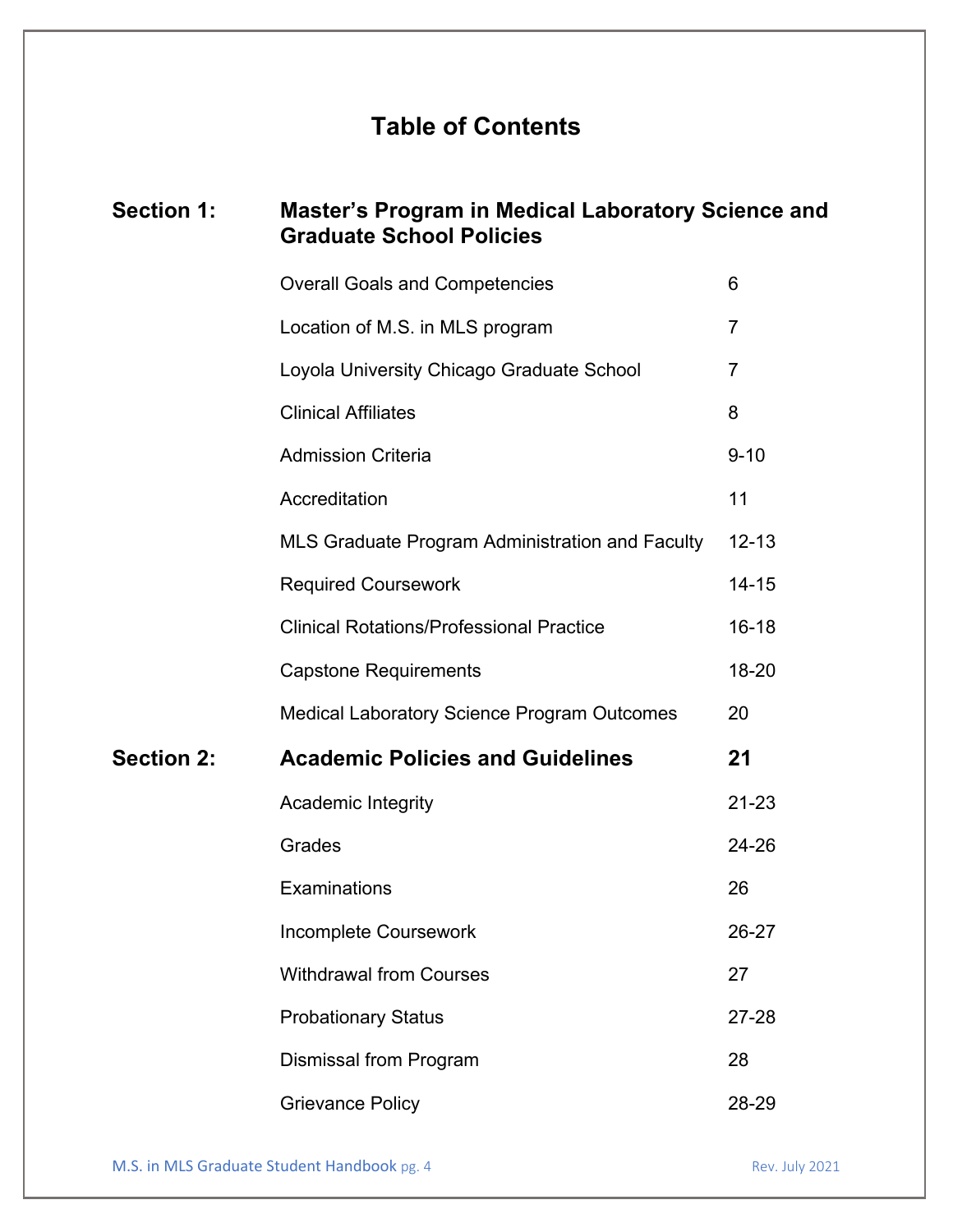# Table of Contents

| | | |
|---|---|---|
| **Section 1:** | **Master's Program in Medical Laboratory Science and Graduate School Policies** | |
| | Overall Goals and Competencies | 6 |
| | Location of M.S. in MLS program | 7 |
| | Loyola University Chicago Graduate School | 7 |
| | Clinical Affiliates | 8 |
| | Admission Criteria | 9-10 |
| | Accreditation | 11 |
| | MLS Graduate Program Administration and Faculty | 12-13 |
| | Required Coursework | 14-15 |
| | Clinical Rotations/Professional Practice | 16-18 |
| | Capstone Requirements | 18-20 |
| | Medical Laboratory Science Program Outcomes | 20 |
| **Section 2:** | **Academic Policies and Guidelines** | **21** |
| | Academic Integrity | 21-23 |
| | Grades | 24-26 |
| | Examinations | 26 |
| | Incomplete Coursework | 26-27 |
| | Withdrawal from Courses | 27 |
| | Probationary Status | 27-28 |
| | Dismissal from Program | 28 |
| | Grievance Policy | 28-29 |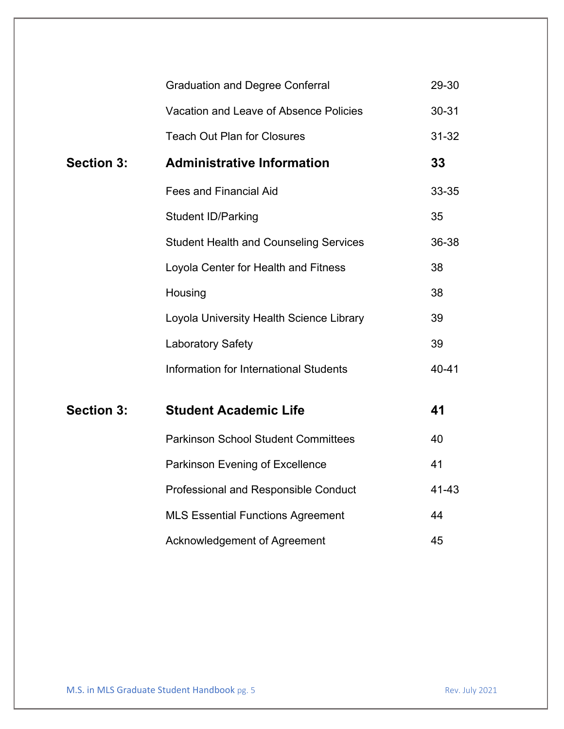| | | |
|---|---|---|
| | Graduation and Degree Conferral | 29-30 |
| | Vacation and Leave of Absence Policies | 30-31 |
| | Teach Out Plan for Closures | 31-32 |
| **Section 3:** | **Administrative Information** | **33** |
| | Fees and Financial Aid | 33-35 |
| | Student ID/Parking | 35 |
| | Student Health and Counseling Services | 36-38 |
| | Loyola Center for Health and Fitness | 38 |
| | Housing | 38 |
| | Loyola University Health Science Library | 39 |
| | Laboratory Safety | 39 |
| | Information for International Students | 40-41 |
| **Section 3:** | **Student Academic Life** | **41** |
| | Parkinson School Student Committees | 40 |
| | Parkinson Evening of Excellence | 41 |
| | Professional and Responsible Conduct | 41-43 |
| | MLS Essential Functions Agreement | 44 |
| | Acknowledgement of Agreement | 45 |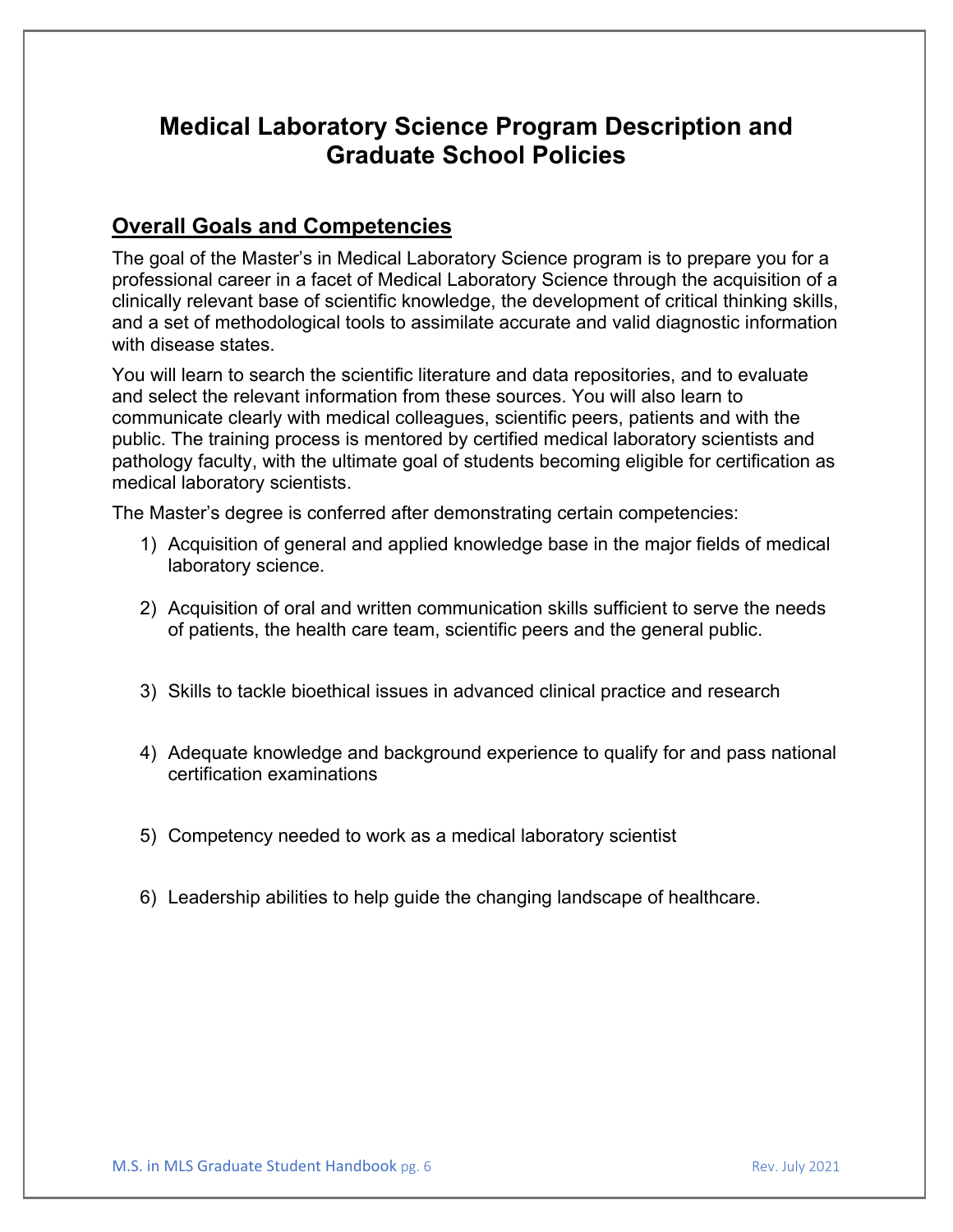# Medical Laboratory Science Program Description and Graduate School Policies

## Overall Goals and Competencies

The goal of the Master's in Medical Laboratory Science program is to prepare you for a professional career in a facet of Medical Laboratory Science through the acquisition of a clinically relevant base of scientific knowledge, the development of critical thinking skills, and a set of methodological tools to assimilate accurate and valid diagnostic information with disease states.

You will learn to search the scientific literature and data repositories, and to evaluate and select the relevant information from these sources. You will also learn to communicate clearly with medical colleagues, scientific peers, patients and with the public. The training process is mentored by certified medical laboratory scientists and pathology faculty, with the ultimate goal of students becoming eligible for certification as medical laboratory scientists.

The Master's degree is conferred after demonstrating certain competencies:

1) Acquisition of general and applied knowledge base in the major fields of medical laboratory science.

2) Acquisition of oral and written communication skills sufficient to serve the needs of patients, the health care team, scientific peers and the general public.

3) Skills to tackle bioethical issues in advanced clinical practice and research

4) Adequate knowledge and background experience to qualify for and pass national certification examinations

5) Competency needed to work as a medical laboratory scientist

6) Leadership abilities to help guide the changing landscape of healthcare.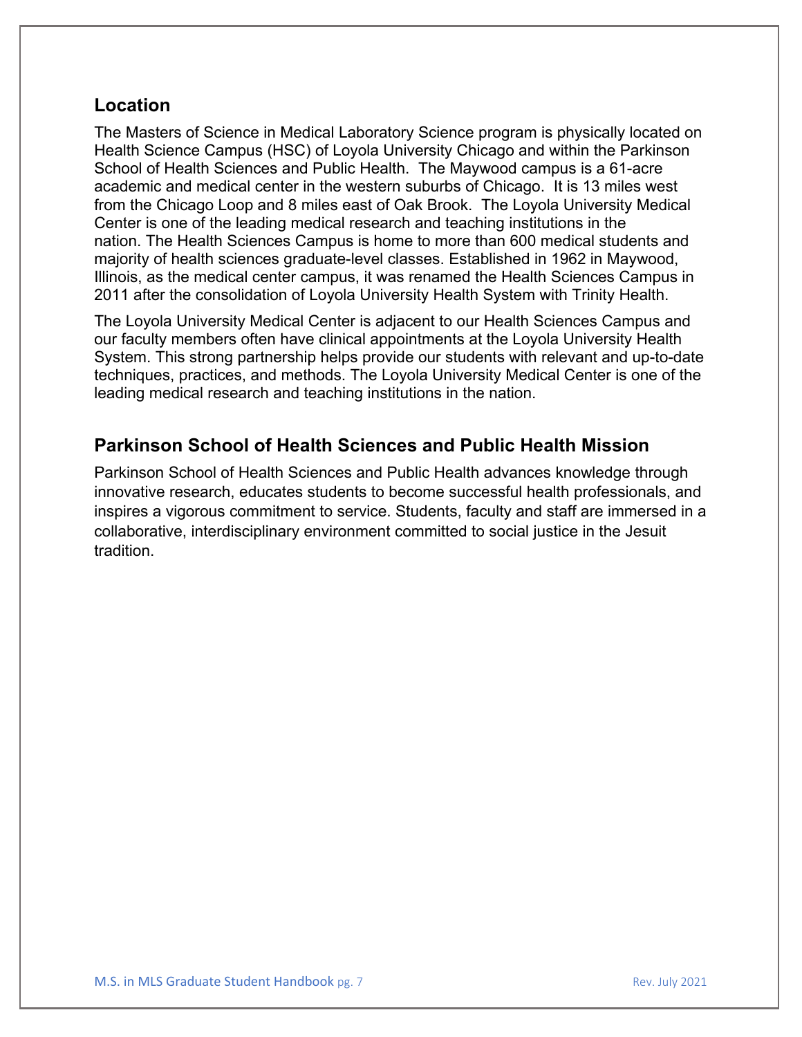## Location

The Masters of Science in Medical Laboratory Science program is physically located on Health Science Campus (HSC) of Loyola University Chicago and within the Parkinson School of Health Sciences and Public Health. The Maywood campus is a 61-acre academic and medical center in the western suburbs of Chicago. It is 13 miles west from the Chicago Loop and 8 miles east of Oak Brook. The Loyola University Medical Center is one of the leading medical research and teaching institutions in the nation. The Health Sciences Campus is home to more than 600 medical students and majority of health sciences graduate-level classes. Established in 1962 in Maywood, Illinois, as the medical center campus, it was renamed the Health Sciences Campus in 2011 after the consolidation of Loyola University Health System with Trinity Health.

The Loyola University Medical Center is adjacent to our Health Sciences Campus and our faculty members often have clinical appointments at the Loyola University Health System. This strong partnership helps provide our students with relevant and up-to-date techniques, practices, and methods. The Loyola University Medical Center is one of the leading medical research and teaching institutions in the nation.

## Parkinson School of Health Sciences and Public Health Mission

Parkinson School of Health Sciences and Public Health advances knowledge through innovative research, educates students to become successful health professionals, and inspires a vigorous commitment to service. Students, faculty and staff are immersed in a collaborative, interdisciplinary environment committed to social justice in the Jesuit tradition.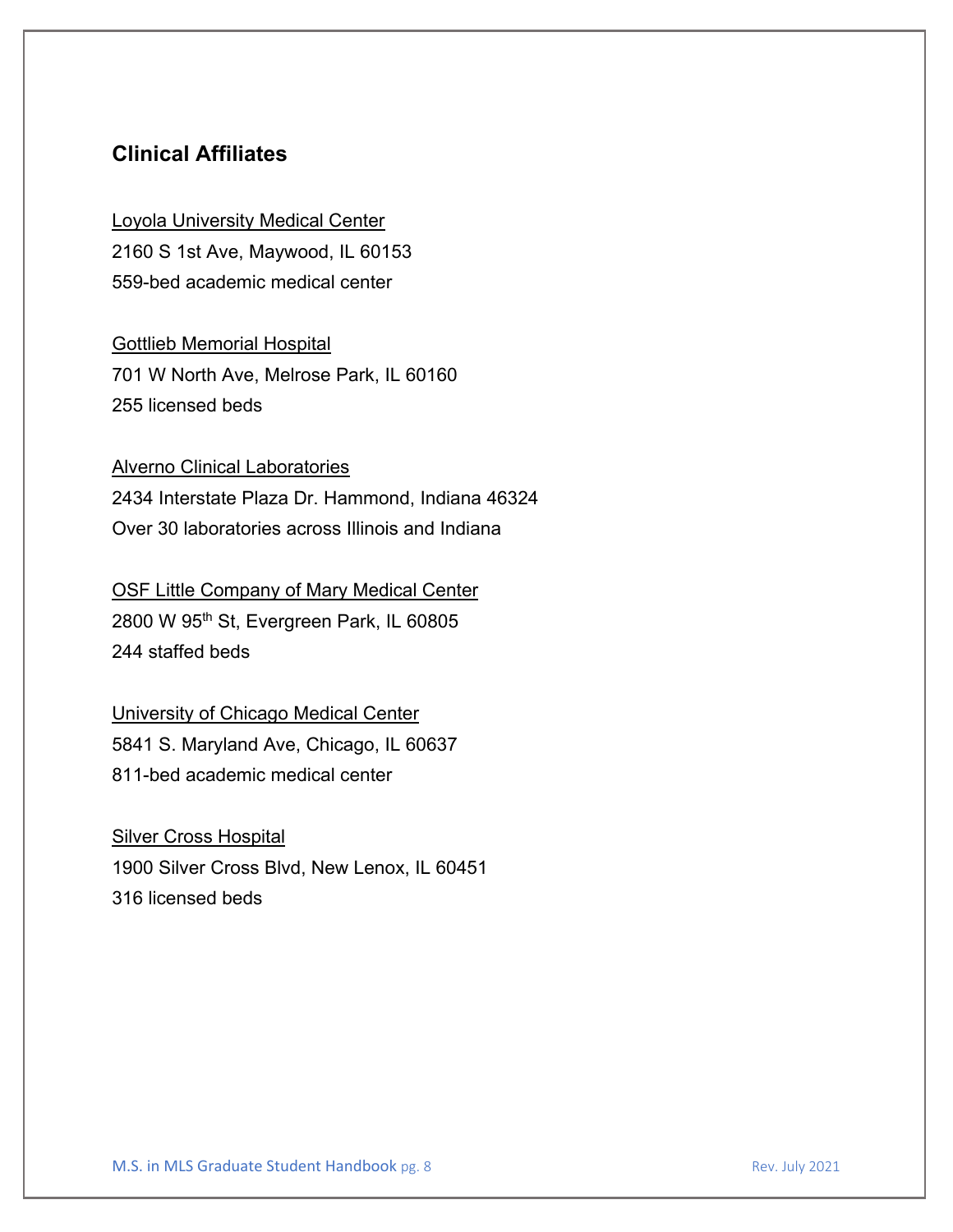## Clinical Affiliates

Loyola University Medical Center
2160 S 1st Ave, Maywood, IL 60153
559-bed academic medical center

Gottlieb Memorial Hospital
701 W North Ave, Melrose Park, IL 60160
255 licensed beds

Alverno Clinical Laboratories
2434 Interstate Plaza Dr. Hammond, Indiana 46324
Over 30 laboratories across Illinois and Indiana

OSF Little Company of Mary Medical Center
2800 W 95th St, Evergreen Park, IL 60805
244 staffed beds

University of Chicago Medical Center
5841 S. Maryland Ave, Chicago, IL 60637
811-bed academic medical center

Silver Cross Hospital
1900 Silver Cross Blvd, New Lenox, IL 60451
316 licensed beds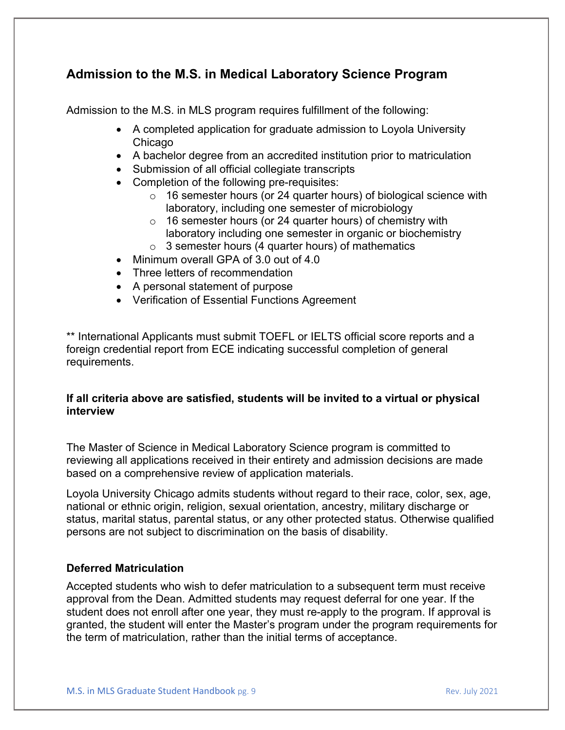## Admission to the M.S. in Medical Laboratory Science Program

Admission to the M.S. in MLS program requires fulfillment of the following:

- A completed application for graduate admission to Loyola University Chicago
- A bachelor degree from an accredited institution prior to matriculation
- Submission of all official collegiate transcripts
- Completion of the following pre-requisites:
  - 16 semester hours (or 24 quarter hours) of biological science with laboratory, including one semester of microbiology
  - 16 semester hours (or 24 quarter hours) of chemistry with laboratory including one semester in organic or biochemistry
  - 3 semester hours (4 quarter hours) of mathematics
- Minimum overall GPA of 3.0 out of 4.0
- Three letters of recommendation
- A personal statement of purpose
- Verification of Essential Functions Agreement

** International Applicants must submit TOEFL or IELTS official score reports and a foreign credential report from ECE indicating successful completion of general requirements.

**If all criteria above are satisfied, students will be invited to a virtual or physical interview**

The Master of Science in Medical Laboratory Science program is committed to reviewing all applications received in their entirety and admission decisions are made based on a comprehensive review of application materials.

Loyola University Chicago admits students without regard to their race, color, sex, age, national or ethnic origin, religion, sexual orientation, ancestry, military discharge or status, marital status, parental status, or any other protected status. Otherwise qualified persons are not subject to discrimination on the basis of disability.

### Deferred Matriculation

Accepted students who wish to defer matriculation to a subsequent term must receive approval from the Dean. Admitted students may request deferral for one year. If the student does not enroll after one year, they must re-apply to the program. If approval is granted, the student will enter the Master's program under the program requirements for the term of matriculation, rather than the initial terms of acceptance.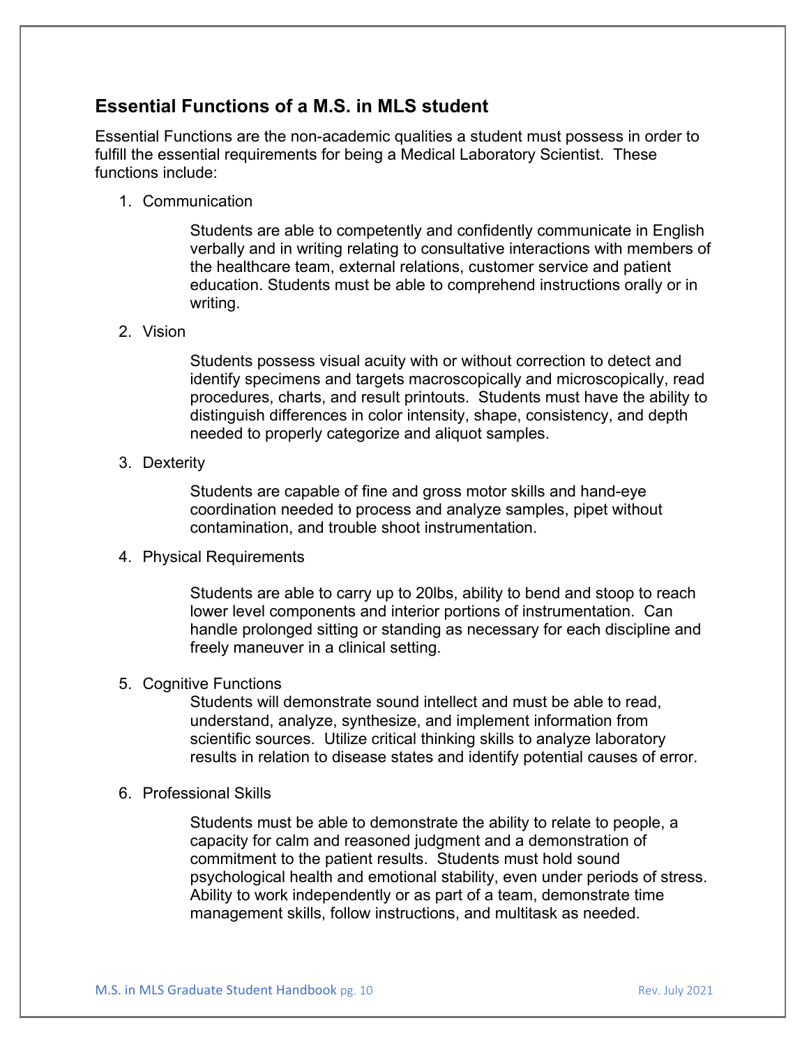## Essential Functions of a M.S. in MLS student

Essential Functions are the non-academic qualities a student must possess in order to fulfill the essential requirements for being a Medical Laboratory Scientist. These functions include:

1. Communication

   Students are able to competently and confidently communicate in English verbally and in writing relating to consultative interactions with members of the healthcare team, external relations, customer service and patient education. Students must be able to comprehend instructions orally or in writing.

2. Vision

   Students possess visual acuity with or without correction to detect and identify specimens and targets macroscopically and microscopically, read procedures, charts, and result printouts. Students must have the ability to distinguish differences in color intensity, shape, consistency, and depth needed to properly categorize and aliquot samples.

3. Dexterity

   Students are capable of fine and gross motor skills and hand-eye coordination needed to process and analyze samples, pipet without contamination, and trouble shoot instrumentation.

4. Physical Requirements

   Students are able to carry up to 20lbs, ability to bend and stoop to reach lower level components and interior portions of instrumentation. Can handle prolonged sitting or standing as necessary for each discipline and freely maneuver in a clinical setting.

5. Cognitive Functions

   Students will demonstrate sound intellect and must be able to read, understand, analyze, synthesize, and implement information from scientific sources. Utilize critical thinking skills to analyze laboratory results in relation to disease states and identify potential causes of error.

6. Professional Skills

   Students must be able to demonstrate the ability to relate to people, a capacity for calm and reasoned judgment and a demonstration of commitment to the patient results. Students must hold sound psychological health and emotional stability, even under periods of stress. Ability to work independently or as part of a team, demonstrate time management skills, follow instructions, and multitask as needed.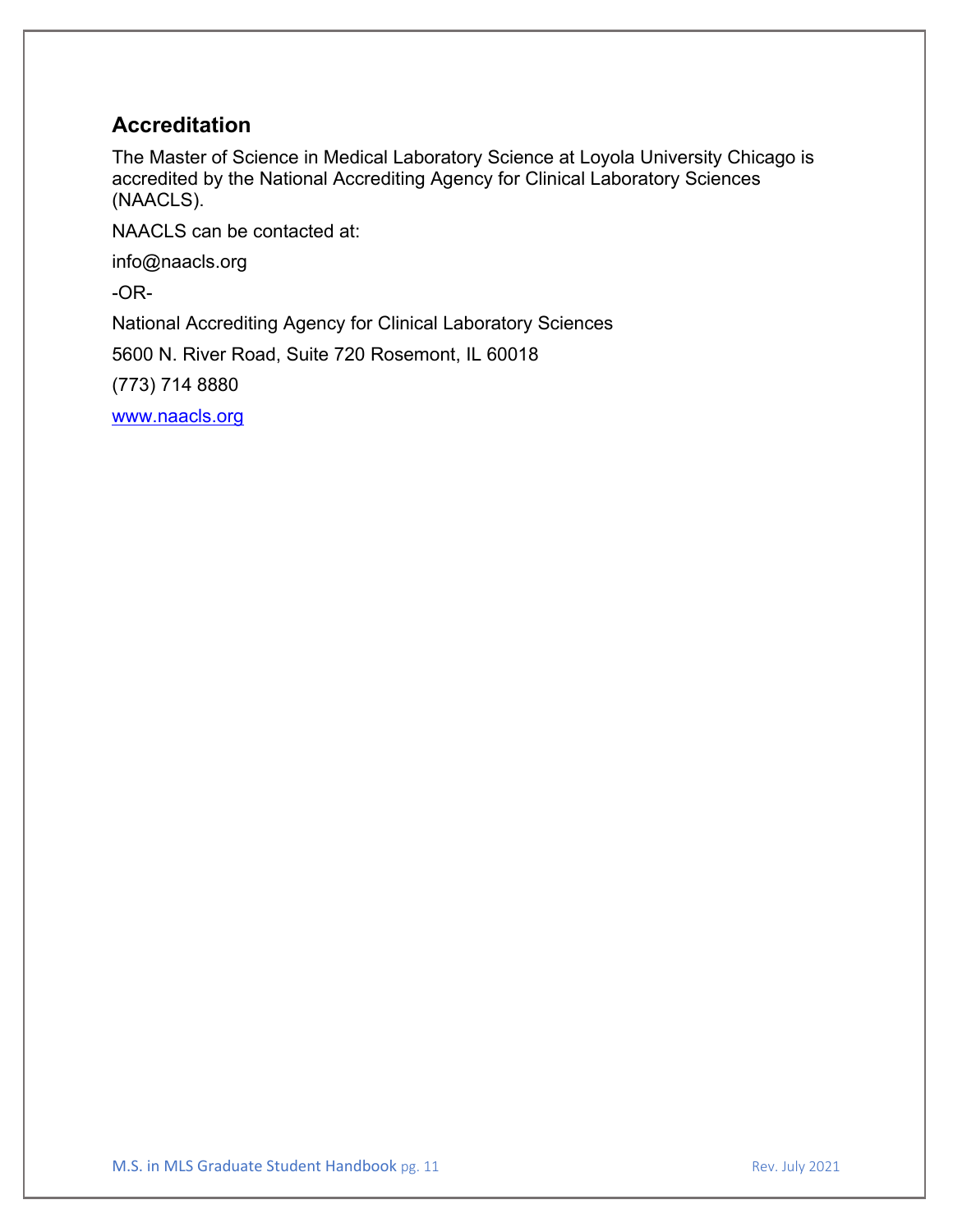## Accreditation

The Master of Science in Medical Laboratory Science at Loyola University Chicago is accredited by the National Accrediting Agency for Clinical Laboratory Sciences (NAACLS).

NAACLS can be contacted at:

info@naacls.org

-OR-

National Accrediting Agency for Clinical Laboratory Sciences

5600 N. River Road, Suite 720 Rosemont, IL 60018

(773) 714 8880

www.naacls.org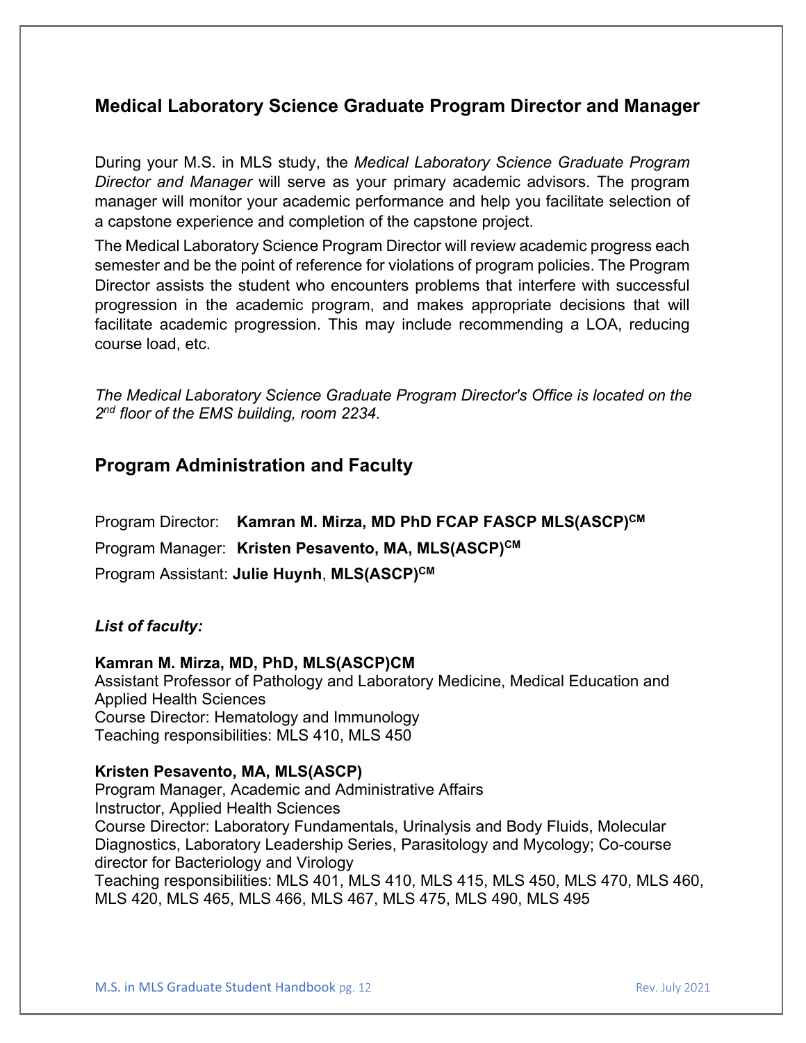## Medical Laboratory Science Graduate Program Director and Manager

During your M.S. in MLS study, the *Medical Laboratory Science Graduate Program Director and Manager* will serve as your primary academic advisors. The program manager will monitor your academic performance and help you facilitate selection of a capstone experience and completion of the capstone project.

The Medical Laboratory Science Program Director will review academic progress each semester and be the point of reference for violations of program policies. The Program Director assists the student who encounters problems that interfere with successful progression in the academic program, and makes appropriate decisions that will facilitate academic progression. This may include recommending a LOA, reducing course load, etc.

*The Medical Laboratory Science Graduate Program Director's Office is located on the 2nd floor of the EMS building, room 2234.*

## Program Administration and Faculty

Program Director: **Kamran M. Mirza, MD PhD FCAP FASCP MLS(ASCP)CM**

Program Manager: **Kristen Pesavento, MA, MLS(ASCP)CM**

Program Assistant: **Julie Huynh**, **MLS(ASCP)CM**

***List of faculty:***

**Kamran M. Mirza, MD, PhD, MLS(ASCP)CM**
Assistant Professor of Pathology and Laboratory Medicine, Medical Education and Applied Health Sciences
Course Director: Hematology and Immunology
Teaching responsibilities: MLS 410, MLS 450

**Kristen Pesavento, MA, MLS(ASCP)**
Program Manager, Academic and Administrative Affairs
Instructor, Applied Health Sciences
Course Director: Laboratory Fundamentals, Urinalysis and Body Fluids, Molecular Diagnostics, Laboratory Leadership Series, Parasitology and Mycology; Co-course director for Bacteriology and Virology
Teaching responsibilities: MLS 401, MLS 410, MLS 415, MLS 450, MLS 470, MLS 460, MLS 420, MLS 465, MLS 466, MLS 467, MLS 475, MLS 490, MLS 495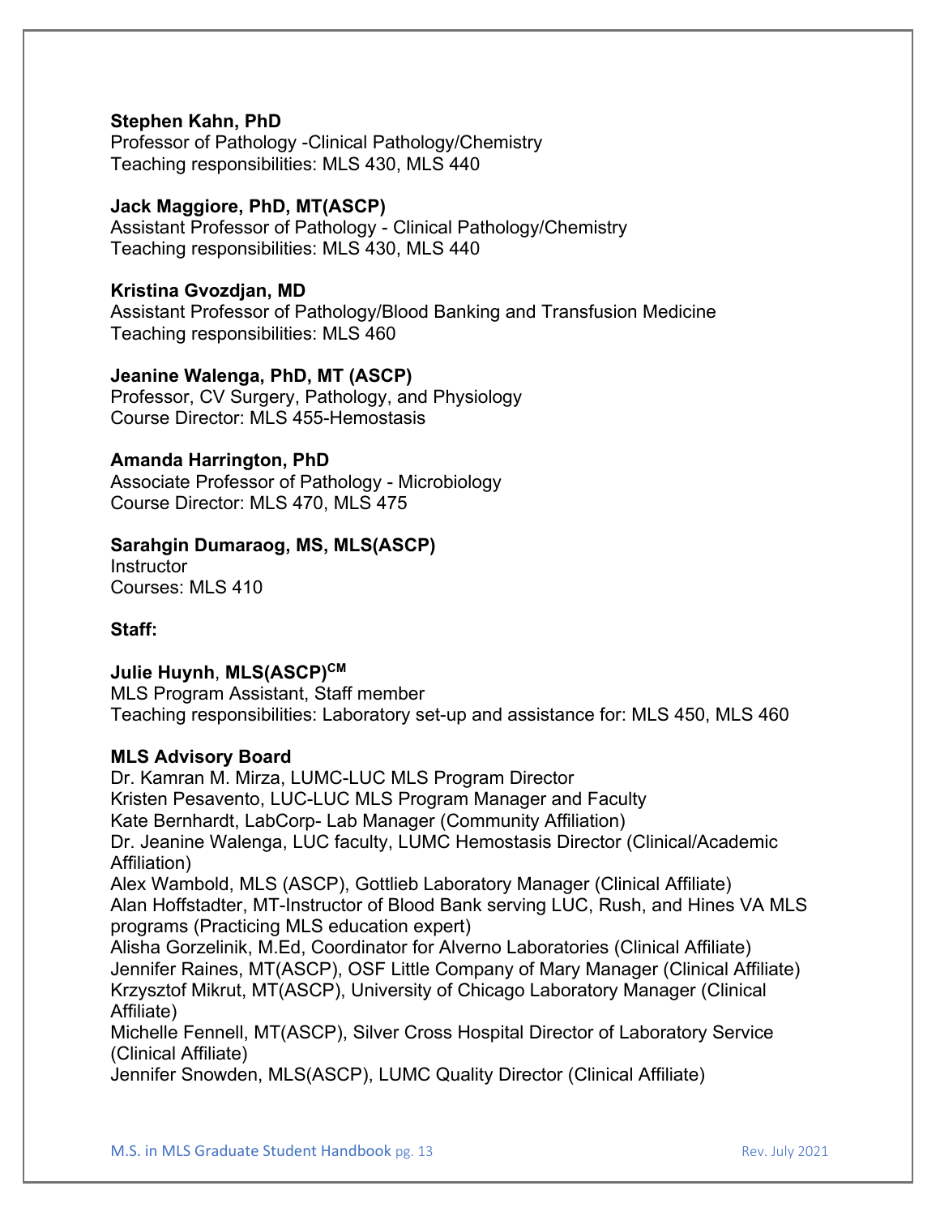**Stephen Kahn, PhD**
Professor of Pathology -Clinical Pathology/Chemistry
Teaching responsibilities: MLS 430, MLS 440

**Jack Maggiore, PhD, MT(ASCP)**
Assistant Professor of Pathology - Clinical Pathology/Chemistry
Teaching responsibilities: MLS 430, MLS 440

**Kristina Gvozdjan, MD**
Assistant Professor of Pathology/Blood Banking and Transfusion Medicine
Teaching responsibilities: MLS 460

**Jeanine Walenga, PhD, MT (ASCP)**
Professor, CV Surgery, Pathology, and Physiology
Course Director: MLS 455-Hemostasis

**Amanda Harrington, PhD**
Associate Professor of Pathology - Microbiology
Course Director: MLS 470, MLS 475

**Sarahgin Dumaraog, MS, MLS(ASCP)**
Instructor
Courses: MLS 410

**Staff:**

**Julie Huynh, MLS(ASCP)CM**
MLS Program Assistant, Staff member
Teaching responsibilities: Laboratory set-up and assistance for: MLS 450, MLS 460

**MLS Advisory Board**
Dr. Kamran M. Mirza, LUMC-LUC MLS Program Director
Kristen Pesavento, LUC-LUC MLS Program Manager and Faculty
Kate Bernhardt, LabCorp- Lab Manager (Community Affiliation)
Dr. Jeanine Walenga, LUC faculty, LUMC Hemostasis Director (Clinical/Academic Affiliation)
Alex Wambold, MLS (ASCP), Gottlieb Laboratory Manager (Clinical Affiliate)
Alan Hoffstadter, MT-Instructor of Blood Bank serving LUC, Rush, and Hines VA MLS programs (Practicing MLS education expert)
Alisha Gorzelinik, M.Ed, Coordinator for Alverno Laboratories (Clinical Affiliate)
Jennifer Raines, MT(ASCP), OSF Little Company of Mary Manager (Clinical Affiliate)
Krzysztof Mikrut, MT(ASCP), University of Chicago Laboratory Manager (Clinical Affiliate)
Michelle Fennell, MT(ASCP), Silver Cross Hospital Director of Laboratory Service (Clinical Affiliate)
Jennifer Snowden, MLS(ASCP), LUMC Quality Director (Clinical Affiliate)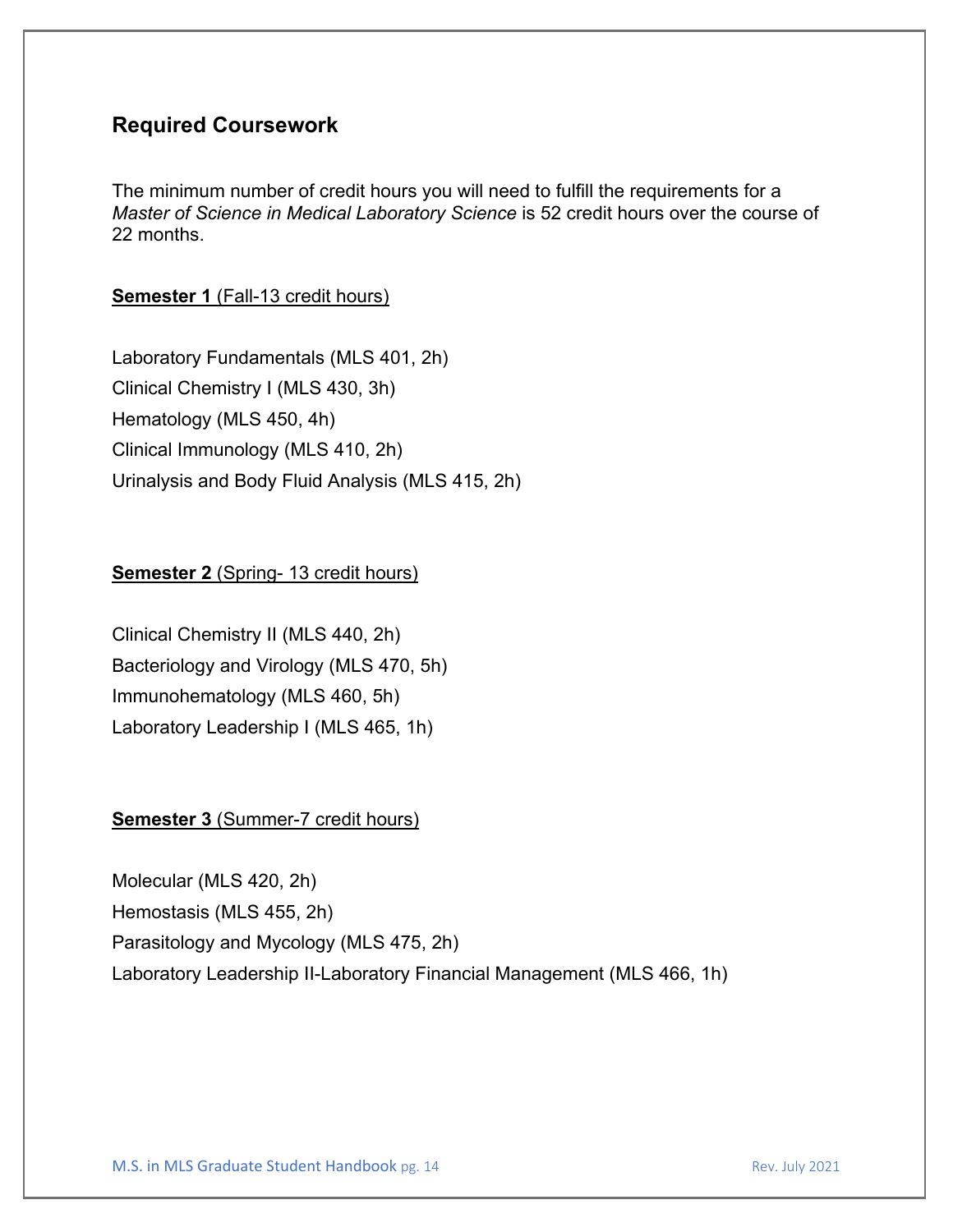## Required Coursework

The minimum number of credit hours you will need to fulfill the requirements for a *Master of Science in Medical Laboratory Science* is 52 credit hours over the course of 22 months.

**Semester 1** (Fall-13 credit hours)

Laboratory Fundamentals (MLS 401, 2h)
Clinical Chemistry I (MLS 430, 3h)
Hematology (MLS 450, 4h)
Clinical Immunology (MLS 410, 2h)
Urinalysis and Body Fluid Analysis (MLS 415, 2h)

**Semester 2** (Spring- 13 credit hours)

Clinical Chemistry II (MLS 440, 2h)
Bacteriology and Virology (MLS 470, 5h)
Immunohematology (MLS 460, 5h)
Laboratory Leadership I (MLS 465, 1h)

**Semester 3** (Summer-7 credit hours)

Molecular (MLS 420, 2h)
Hemostasis (MLS 455, 2h)
Parasitology and Mycology (MLS 475, 2h)
Laboratory Leadership II-Laboratory Financial Management (MLS 466, 1h)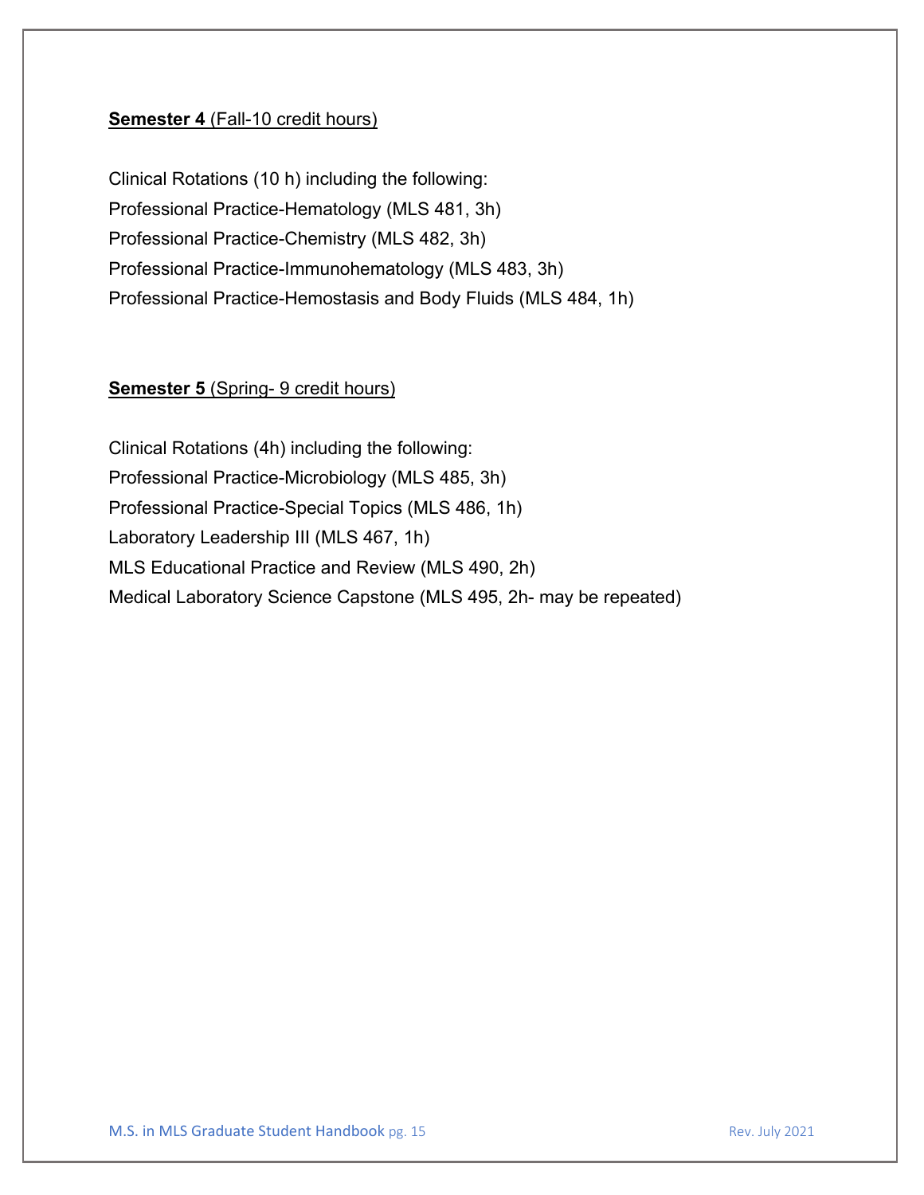**Semester 4** (Fall-10 credit hours)

Clinical Rotations (10 h) including the following:
Professional Practice-Hematology (MLS 481, 3h)
Professional Practice-Chemistry (MLS 482, 3h)
Professional Practice-Immunohematology (MLS 483, 3h)
Professional Practice-Hemostasis and Body Fluids (MLS 484, 1h)

**Semester 5** (Spring- 9 credit hours)

Clinical Rotations (4h) including the following:
Professional Practice-Microbiology (MLS 485, 3h)
Professional Practice-Special Topics (MLS 486, 1h)
Laboratory Leadership III (MLS 467, 1h)
MLS Educational Practice and Review (MLS 490, 2h)
Medical Laboratory Science Capstone (MLS 495, 2h- may be repeated)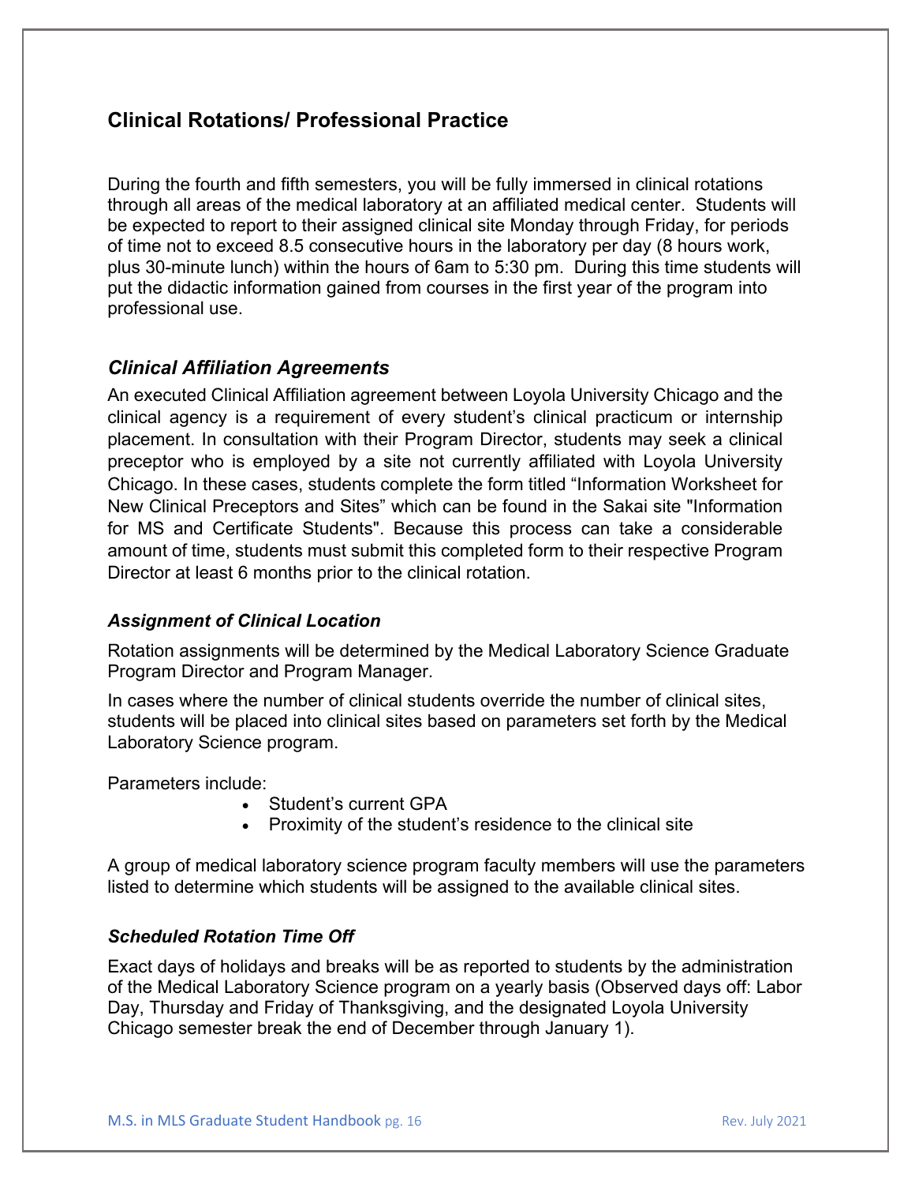## Clinical Rotations/ Professional Practice

During the fourth and fifth semesters, you will be fully immersed in clinical rotations through all areas of the medical laboratory at an affiliated medical center. Students will be expected to report to their assigned clinical site Monday through Friday, for periods of time not to exceed 8.5 consecutive hours in the laboratory per day (8 hours work, plus 30-minute lunch) within the hours of 6am to 5:30 pm. During this time students will put the didactic information gained from courses in the first year of the program into professional use.

### *Clinical Affiliation Agreements*

An executed Clinical Affiliation agreement between Loyola University Chicago and the clinical agency is a requirement of every student's clinical practicum or internship placement. In consultation with their Program Director, students may seek a clinical preceptor who is employed by a site not currently affiliated with Loyola University Chicago. In these cases, students complete the form titled "Information Worksheet for New Clinical Preceptors and Sites" which can be found in the Sakai site "Information for MS and Certificate Students". Because this process can take a considerable amount of time, students must submit this completed form to their respective Program Director at least 6 months prior to the clinical rotation.

#### *Assignment of Clinical Location*

Rotation assignments will be determined by the Medical Laboratory Science Graduate Program Director and Program Manager.

In cases where the number of clinical students override the number of clinical sites, students will be placed into clinical sites based on parameters set forth by the Medical Laboratory Science program.

Parameters include:

- Student's current GPA
- Proximity of the student's residence to the clinical site

A group of medical laboratory science program faculty members will use the parameters listed to determine which students will be assigned to the available clinical sites.

#### *Scheduled Rotation Time Off*

Exact days of holidays and breaks will be as reported to students by the administration of the Medical Laboratory Science program on a yearly basis (Observed days off: Labor Day, Thursday and Friday of Thanksgiving, and the designated Loyola University Chicago semester break the end of December through January 1).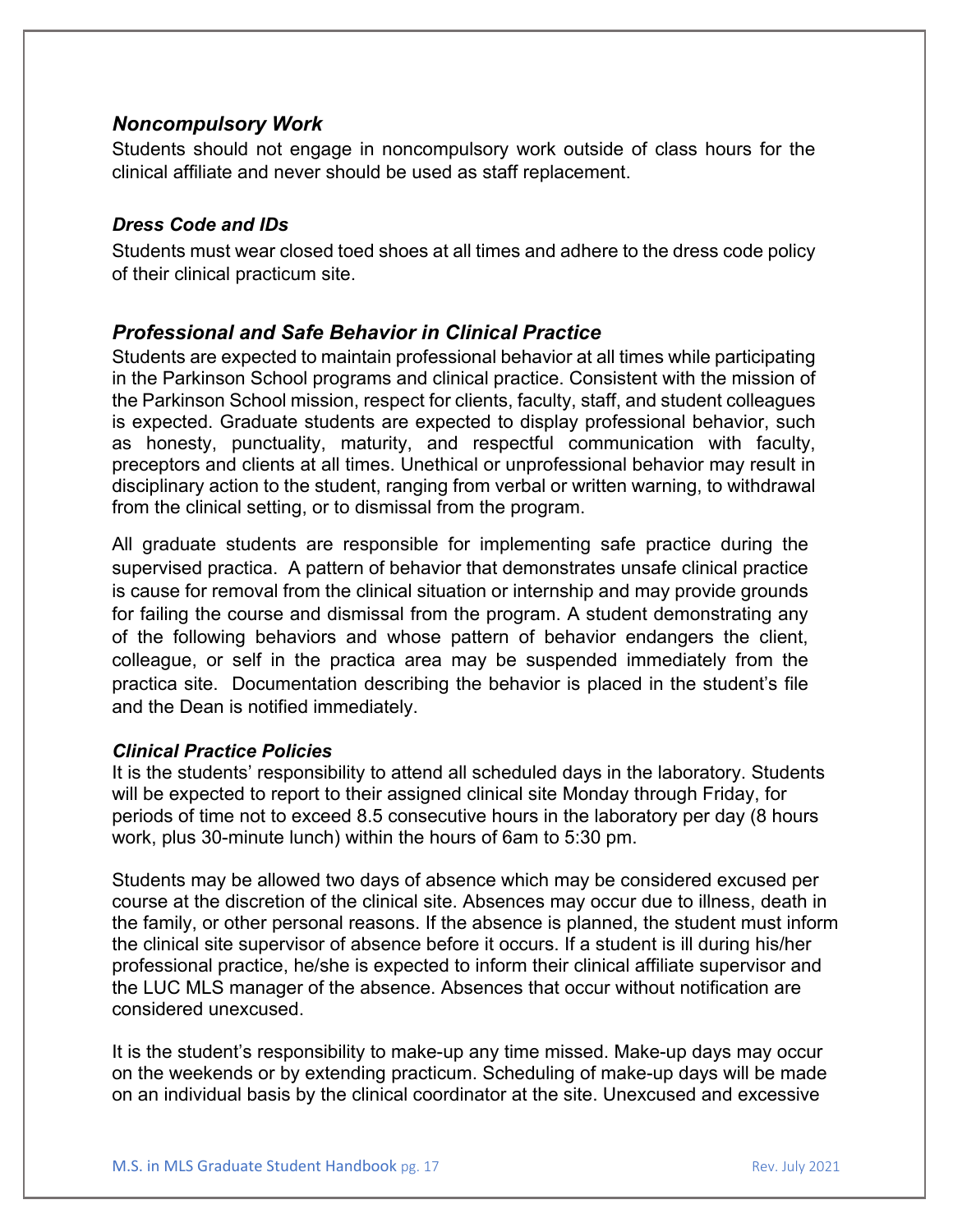### *Noncompulsory Work*

Students should not engage in noncompulsory work outside of class hours for the clinical affiliate and never should be used as staff replacement.

#### *Dress Code and IDs*

Students must wear closed toed shoes at all times and adhere to the dress code policy of their clinical practicum site.

### *Professional and Safe Behavior in Clinical Practice*

Students are expected to maintain professional behavior at all times while participating in the Parkinson School programs and clinical practice. Consistent with the mission of the Parkinson School mission, respect for clients, faculty, staff, and student colleagues is expected. Graduate students are expected to display professional behavior, such as honesty, punctuality, maturity, and respectful communication with faculty, preceptors and clients at all times. Unethical or unprofessional behavior may result in disciplinary action to the student, ranging from verbal or written warning, to withdrawal from the clinical setting, or to dismissal from the program.

All graduate students are responsible for implementing safe practice during the supervised practica. A pattern of behavior that demonstrates unsafe clinical practice is cause for removal from the clinical situation or internship and may provide grounds for failing the course and dismissal from the program. A student demonstrating any of the following behaviors and whose pattern of behavior endangers the client, colleague, or self in the practica area may be suspended immediately from the practica site. Documentation describing the behavior is placed in the student's file and the Dean is notified immediately.

#### *Clinical Practice Policies*

It is the students' responsibility to attend all scheduled days in the laboratory. Students will be expected to report to their assigned clinical site Monday through Friday, for periods of time not to exceed 8.5 consecutive hours in the laboratory per day (8 hours work, plus 30-minute lunch) within the hours of 6am to 5:30 pm.

Students may be allowed two days of absence which may be considered excused per course at the discretion of the clinical site. Absences may occur due to illness, death in the family, or other personal reasons. If the absence is planned, the student must inform the clinical site supervisor of absence before it occurs. If a student is ill during his/her professional practice, he/she is expected to inform their clinical affiliate supervisor and the LUC MLS manager of the absence. Absences that occur without notification are considered unexcused.

It is the student's responsibility to make-up any time missed. Make-up days may occur on the weekends or by extending practicum. Scheduling of make-up days will be made on an individual basis by the clinical coordinator at the site. Unexcused and excessive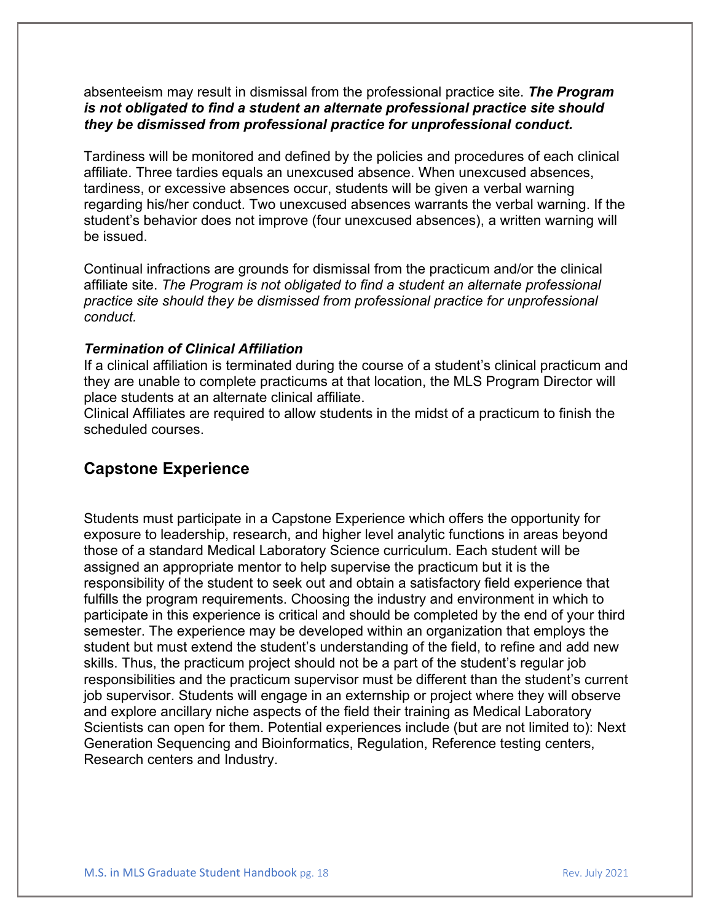absenteeism may result in dismissal from the professional practice site. ***The Program is not obligated to find a student an alternate professional practice site should they be dismissed from professional practice for unprofessional conduct.***

Tardiness will be monitored and defined by the policies and procedures of each clinical affiliate. Three tardies equals an unexcused absence. When unexcused absences, tardiness, or excessive absences occur, students will be given a verbal warning regarding his/her conduct. Two unexcused absences warrants the verbal warning. If the student's behavior does not improve (four unexcused absences), a written warning will be issued.

Continual infractions are grounds for dismissal from the practicum and/or the clinical affiliate site. *The Program is not obligated to find a student an alternate professional practice site should they be dismissed from professional practice for unprofessional conduct.*

***Termination of Clinical Affiliation***

If a clinical affiliation is terminated during the course of a student's clinical practicum and they are unable to complete practicums at that location, the MLS Program Director will place students at an alternate clinical affiliate.

Clinical Affiliates are required to allow students in the midst of a practicum to finish the scheduled courses.

## Capstone Experience

Students must participate in a Capstone Experience which offers the opportunity for exposure to leadership, research, and higher level analytic functions in areas beyond those of a standard Medical Laboratory Science curriculum. Each student will be assigned an appropriate mentor to help supervise the practicum but it is the responsibility of the student to seek out and obtain a satisfactory field experience that fulfills the program requirements. Choosing the industry and environment in which to participate in this experience is critical and should be completed by the end of your third semester. The experience may be developed within an organization that employs the student but must extend the student's understanding of the field, to refine and add new skills. Thus, the practicum project should not be a part of the student's regular job responsibilities and the practicum supervisor must be different than the student's current job supervisor. Students will engage in an externship or project where they will observe and explore ancillary niche aspects of the field their training as Medical Laboratory Scientists can open for them. Potential experiences include (but are not limited to): Next Generation Sequencing and Bioinformatics, Regulation, Reference testing centers, Research centers and Industry.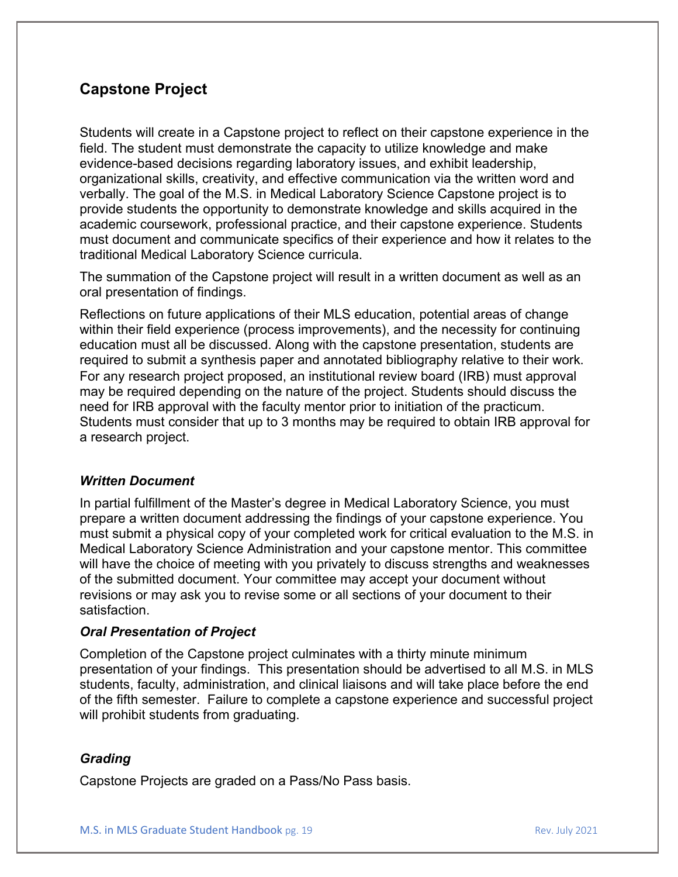## Capstone Project

Students will create in a Capstone project to reflect on their capstone experience in the field. The student must demonstrate the capacity to utilize knowledge and make evidence-based decisions regarding laboratory issues, and exhibit leadership, organizational skills, creativity, and effective communication via the written word and verbally. The goal of the M.S. in Medical Laboratory Science Capstone project is to provide students the opportunity to demonstrate knowledge and skills acquired in the academic coursework, professional practice, and their capstone experience. Students must document and communicate specifics of their experience and how it relates to the traditional Medical Laboratory Science curricula.

The summation of the Capstone project will result in a written document as well as an oral presentation of findings.

Reflections on future applications of their MLS education, potential areas of change within their field experience (process improvements), and the necessity for continuing education must all be discussed. Along with the capstone presentation, students are required to submit a synthesis paper and annotated bibliography relative to their work. For any research project proposed, an institutional review board (IRB) must approval may be required depending on the nature of the project. Students should discuss the need for IRB approval with the faculty mentor prior to initiation of the practicum. Students must consider that up to 3 months may be required to obtain IRB approval for a research project.

### *Written Document*

In partial fulfillment of the Master's degree in Medical Laboratory Science, you must prepare a written document addressing the findings of your capstone experience. You must submit a physical copy of your completed work for critical evaluation to the M.S. in Medical Laboratory Science Administration and your capstone mentor. This committee will have the choice of meeting with you privately to discuss strengths and weaknesses of the submitted document. Your committee may accept your document without revisions or may ask you to revise some or all sections of your document to their satisfaction.

### *Oral Presentation of Project*

Completion of the Capstone project culminates with a thirty minute minimum presentation of your findings. This presentation should be advertised to all M.S. in MLS students, faculty, administration, and clinical liaisons and will take place before the end of the fifth semester. Failure to complete a capstone experience and successful project will prohibit students from graduating.

### *Grading*

Capstone Projects are graded on a Pass/No Pass basis.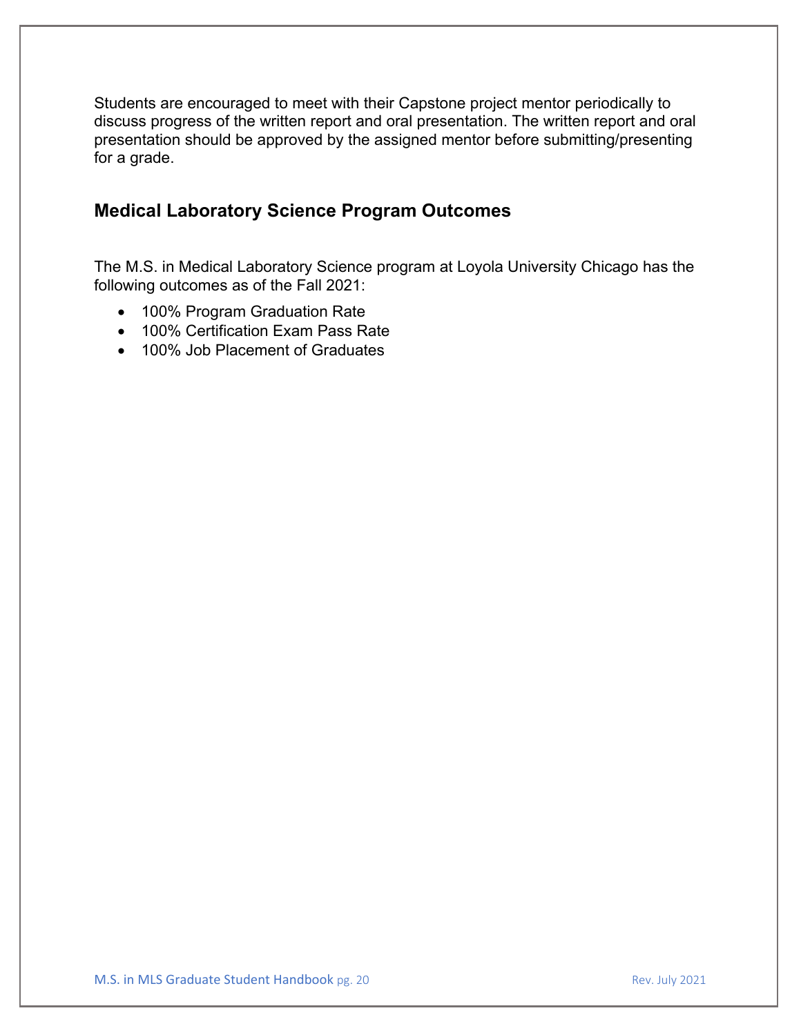Students are encouraged to meet with their Capstone project mentor periodically to discuss progress of the written report and oral presentation. The written report and oral presentation should be approved by the assigned mentor before submitting/presenting for a grade.

## Medical Laboratory Science Program Outcomes

The M.S. in Medical Laboratory Science program at Loyola University Chicago has the following outcomes as of the Fall 2021:

- 100% Program Graduation Rate
- 100% Certification Exam Pass Rate
- 100% Job Placement of Graduates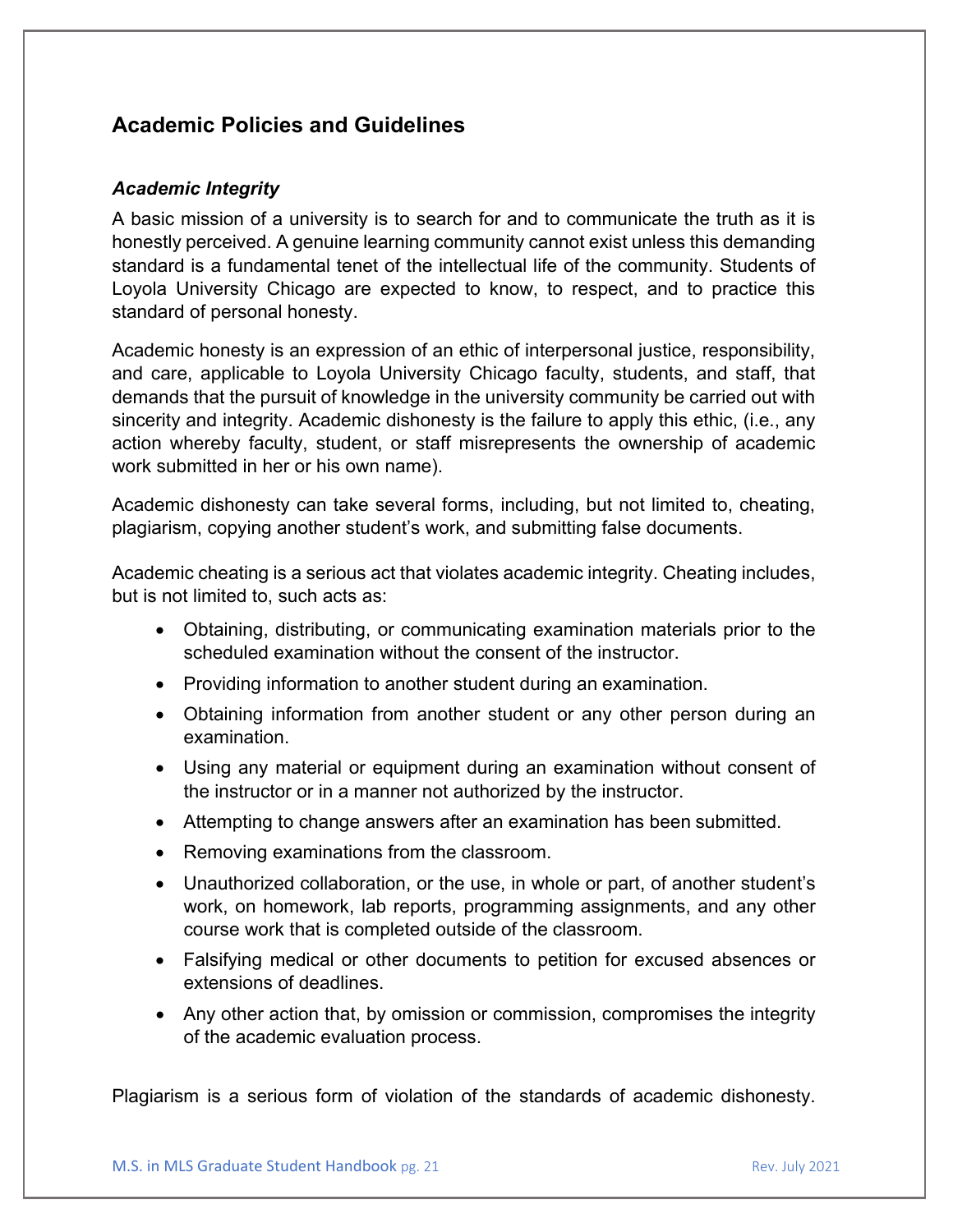## Academic Policies and Guidelines

### *Academic Integrity*

A basic mission of a university is to search for and to communicate the truth as it is honestly perceived. A genuine learning community cannot exist unless this demanding standard is a fundamental tenet of the intellectual life of the community. Students of Loyola University Chicago are expected to know, to respect, and to practice this standard of personal honesty.

Academic honesty is an expression of an ethic of interpersonal justice, responsibility, and care, applicable to Loyola University Chicago faculty, students, and staff, that demands that the pursuit of knowledge in the university community be carried out with sincerity and integrity. Academic dishonesty is the failure to apply this ethic, (i.e., any action whereby faculty, student, or staff misrepresents the ownership of academic work submitted in her or his own name).

Academic dishonesty can take several forms, including, but not limited to, cheating, plagiarism, copying another student's work, and submitting false documents.

Academic cheating is a serious act that violates academic integrity. Cheating includes, but is not limited to, such acts as:

- Obtaining, distributing, or communicating examination materials prior to the scheduled examination without the consent of the instructor.
- Providing information to another student during an examination.
- Obtaining information from another student or any other person during an examination.
- Using any material or equipment during an examination without consent of the instructor or in a manner not authorized by the instructor.
- Attempting to change answers after an examination has been submitted.
- Removing examinations from the classroom.
- Unauthorized collaboration, or the use, in whole or part, of another student's work, on homework, lab reports, programming assignments, and any other course work that is completed outside of the classroom.
- Falsifying medical or other documents to petition for excused absences or extensions of deadlines.
- Any other action that, by omission or commission, compromises the integrity of the academic evaluation process.

Plagiarism is a serious form of violation of the standards of academic dishonesty.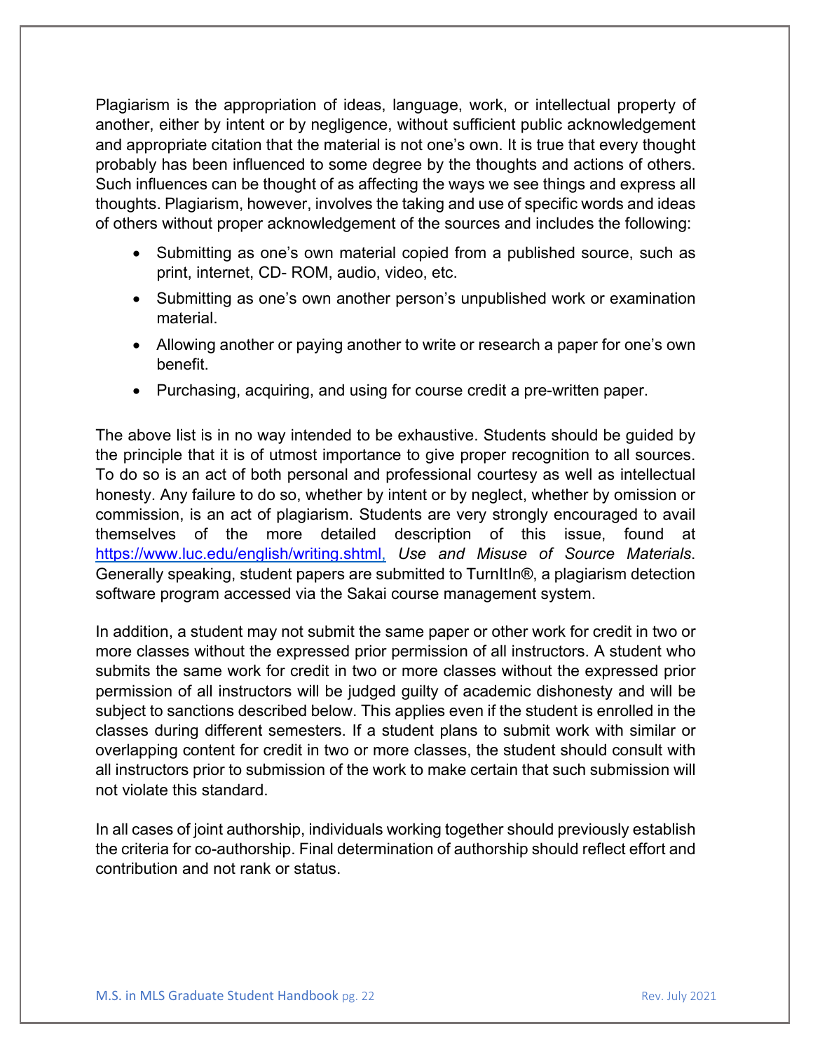Plagiarism is the appropriation of ideas, language, work, or intellectual property of another, either by intent or by negligence, without sufficient public acknowledgement and appropriate citation that the material is not one's own. It is true that every thought probably has been influenced to some degree by the thoughts and actions of others. Such influences can be thought of as affecting the ways we see things and express all thoughts. Plagiarism, however, involves the taking and use of specific words and ideas of others without proper acknowledgement of the sources and includes the following:

- Submitting as one's own material copied from a published source, such as print, internet, CD- ROM, audio, video, etc.
- Submitting as one's own another person's unpublished work or examination material.
- Allowing another or paying another to write or research a paper for one's own benefit.
- Purchasing, acquiring, and using for course credit a pre-written paper.

The above list is in no way intended to be exhaustive. Students should be guided by the principle that it is of utmost importance to give proper recognition to all sources. To do so is an act of both personal and professional courtesy as well as intellectual honesty. Any failure to do so, whether by intent or by neglect, whether by omission or commission, is an act of plagiarism. Students are very strongly encouraged to avail themselves of the more detailed description of this issue, found at [https://www.luc.edu/english/writing.shtml,](https://www.luc.edu/english/writing.shtml) *Use and Misuse of Source Materials*. Generally speaking, student papers are submitted to TurnItIn®, a plagiarism detection software program accessed via the Sakai course management system.

In addition, a student may not submit the same paper or other work for credit in two or more classes without the expressed prior permission of all instructors. A student who submits the same work for credit in two or more classes without the expressed prior permission of all instructors will be judged guilty of academic dishonesty and will be subject to sanctions described below. This applies even if the student is enrolled in the classes during different semesters. If a student plans to submit work with similar or overlapping content for credit in two or more classes, the student should consult with all instructors prior to submission of the work to make certain that such submission will not violate this standard.

In all cases of joint authorship, individuals working together should previously establish the criteria for co-authorship. Final determination of authorship should reflect effort and contribution and not rank or status.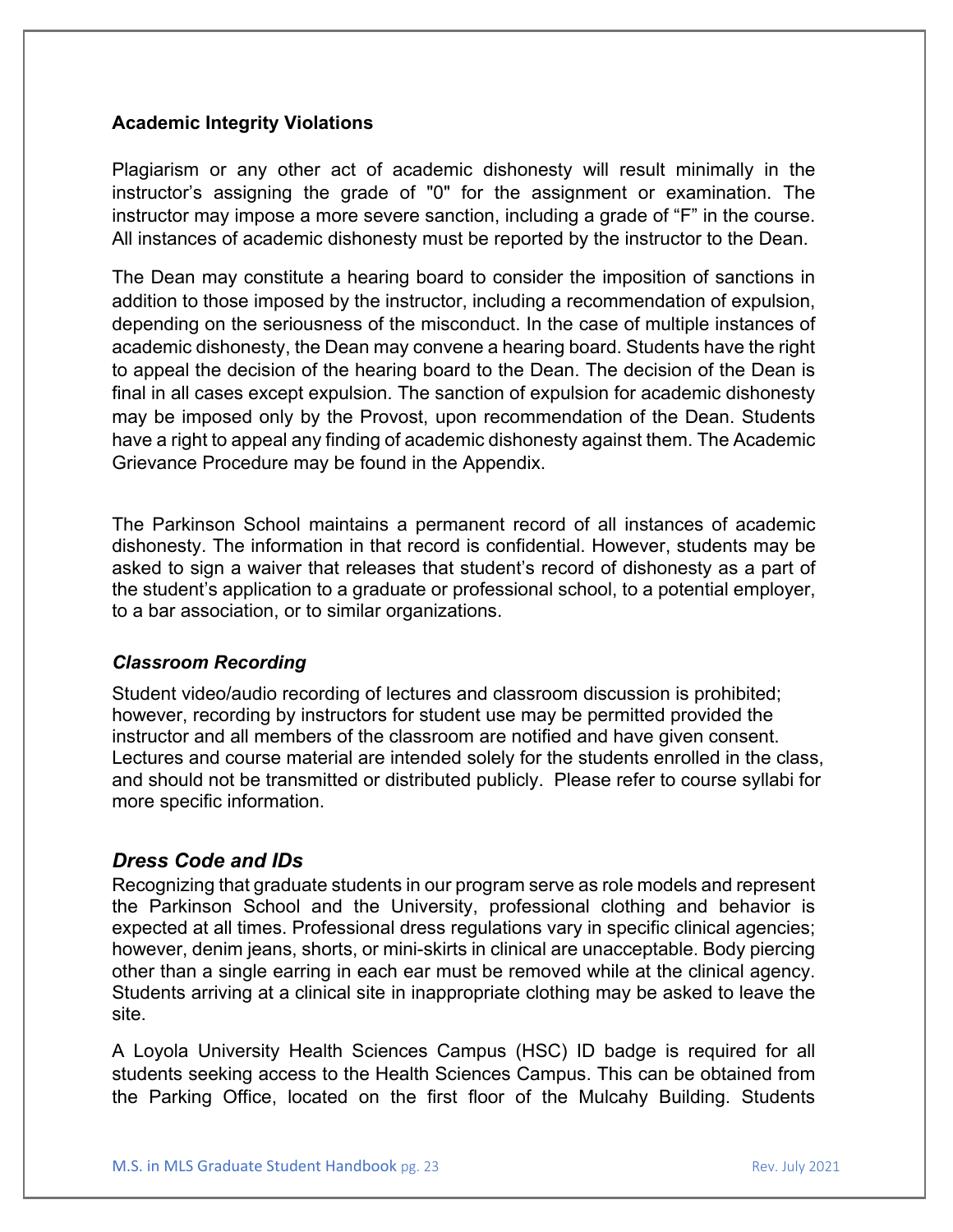**Academic Integrity Violations**

Plagiarism or any other act of academic dishonesty will result minimally in the instructor's assigning the grade of "0" for the assignment or examination. The instructor may impose a more severe sanction, including a grade of "F" in the course. All instances of academic dishonesty must be reported by the instructor to the Dean.

The Dean may constitute a hearing board to consider the imposition of sanctions in addition to those imposed by the instructor, including a recommendation of expulsion, depending on the seriousness of the misconduct. In the case of multiple instances of academic dishonesty, the Dean may convene a hearing board. Students have the right to appeal the decision of the hearing board to the Dean. The decision of the Dean is final in all cases except expulsion. The sanction of expulsion for academic dishonesty may be imposed only by the Provost, upon recommendation of the Dean. Students have a right to appeal any finding of academic dishonesty against them. The Academic Grievance Procedure may be found in the Appendix.

The Parkinson School maintains a permanent record of all instances of academic dishonesty. The information in that record is confidential. However, students may be asked to sign a waiver that releases that student's record of dishonesty as a part of the student's application to a graduate or professional school, to a potential employer, to a bar association, or to similar organizations.

***Classroom Recording***

Student video/audio recording of lectures and classroom discussion is prohibited; however, recording by instructors for student use may be permitted provided the instructor and all members of the classroom are notified and have given consent. Lectures and course material are intended solely for the students enrolled in the class, and should not be transmitted or distributed publicly. Please refer to course syllabi for more specific information.

***Dress Code and IDs***

Recognizing that graduate students in our program serve as role models and represent the Parkinson School and the University, professional clothing and behavior is expected at all times. Professional dress regulations vary in specific clinical agencies; however, denim jeans, shorts, or mini-skirts in clinical are unacceptable. Body piercing other than a single earring in each ear must be removed while at the clinical agency. Students arriving at a clinical site in inappropriate clothing may be asked to leave the site.

A Loyola University Health Sciences Campus (HSC) ID badge is required for all students seeking access to the Health Sciences Campus. This can be obtained from the Parking Office, located on the first floor of the Mulcahy Building. Students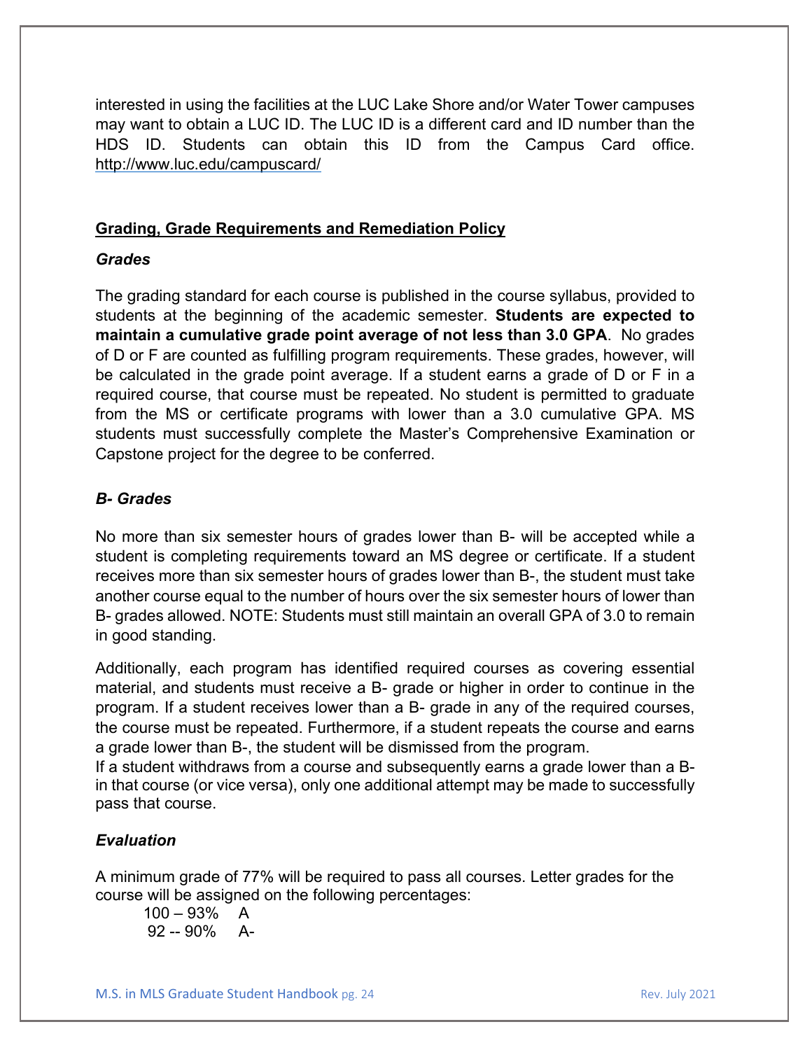interested in using the facilities at the LUC Lake Shore and/or Water Tower campuses may want to obtain a LUC ID. The LUC ID is a different card and ID number than the HDS ID. Students can obtain this ID from the Campus Card office. http://www.luc.edu/campuscard/

## Grading, Grade Requirements and Remediation Policy

### *Grades*

The grading standard for each course is published in the course syllabus, provided to students at the beginning of the academic semester. **Students are expected to maintain a cumulative grade point average of not less than 3.0 GPA**. No grades of D or F are counted as fulfilling program requirements. These grades, however, will be calculated in the grade point average. If a student earns a grade of D or F in a required course, that course must be repeated. No student is permitted to graduate from the MS or certificate programs with lower than a 3.0 cumulative GPA. MS students must successfully complete the Master's Comprehensive Examination or Capstone project for the degree to be conferred.

### *B- Grades*

No more than six semester hours of grades lower than B- will be accepted while a student is completing requirements toward an MS degree or certificate. If a student receives more than six semester hours of grades lower than B-, the student must take another course equal to the number of hours over the six semester hours of lower than B- grades allowed. NOTE: Students must still maintain an overall GPA of 3.0 to remain in good standing.

Additionally, each program has identified required courses as covering essential material, and students must receive a B- grade or higher in order to continue in the program. If a student receives lower than a B- grade in any of the required courses, the course must be repeated. Furthermore, if a student repeats the course and earns a grade lower than B-, the student will be dismissed from the program.

If a student withdraws from a course and subsequently earns a grade lower than a B- in that course (or vice versa), only one additional attempt may be made to successfully pass that course.

### *Evaluation*

A minimum grade of 77% will be required to pass all courses. Letter grades for the course will be assigned on the following percentages:

100 – 93% A
92 -- 90% A-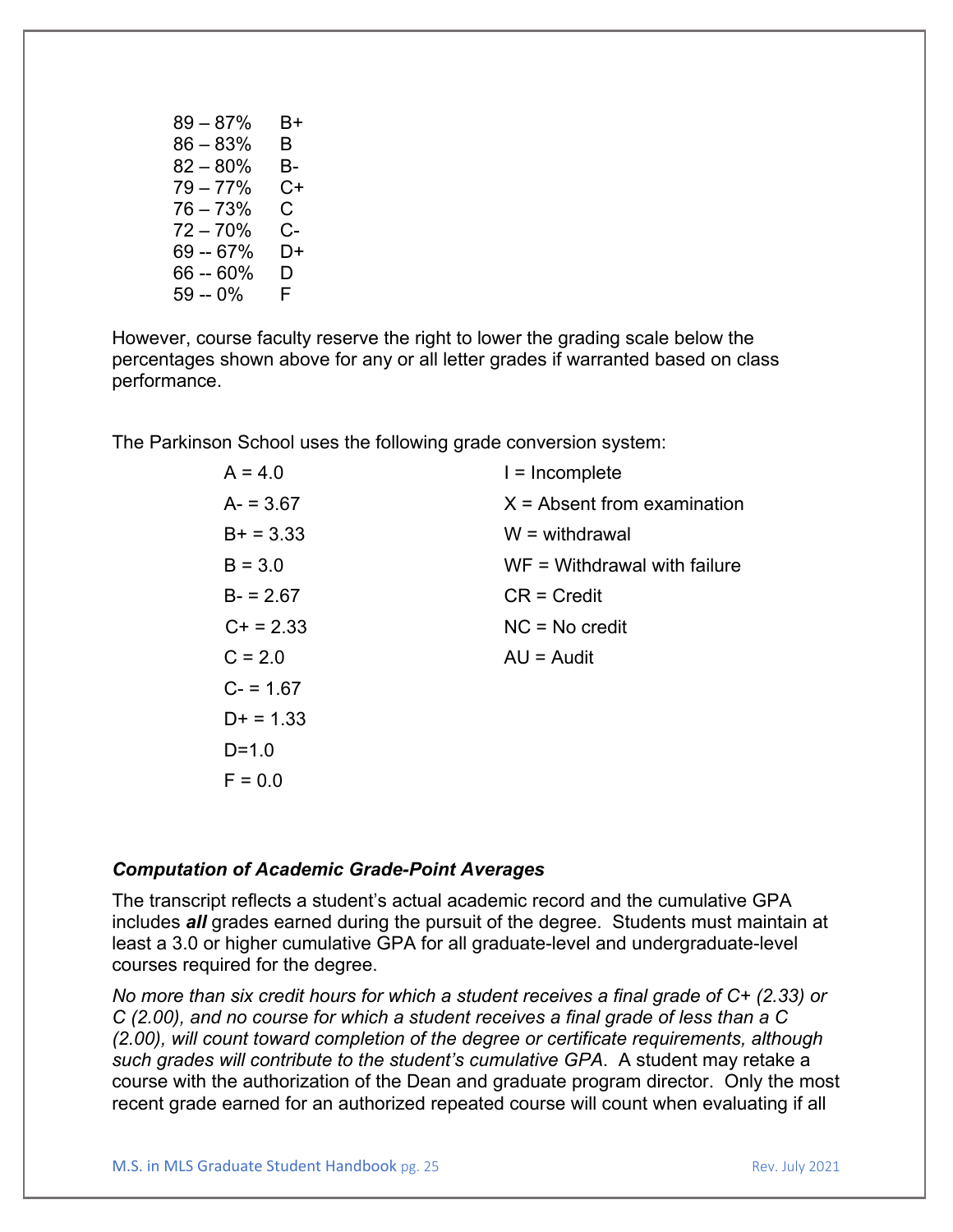| | |
|---|---|
| 89 – 87% | B+ |
| 86 – 83% | B |
| 82 – 80% | B- |
| 79 – 77% | C+ |
| 76 – 73% | C |
| 72 – 70% | C- |
| 69 -- 67% | D+ |
| 66 -- 60% | D |
| 59 -- 0% | F |

However, course faculty reserve the right to lower the grading scale below the percentages shown above for any or all letter grades if warranted based on class performance.

The Parkinson School uses the following grade conversion system:

| | |
|---|---|
| A = 4.0 | I = Incomplete |
| A- = 3.67 | X = Absent from examination |
| B+ = 3.33 | W = withdrawal |
| B = 3.0 | WF = Withdrawal with failure |
| B- = 2.67 | CR = Credit |
| C+ = 2.33 | NC = No credit |
| C = 2.0 | AU = Audit |
| C- = 1.67 | |
| D+ = 1.33 | |
| D=1.0 | |
| F = 0.0 | |

### *Computation of Academic Grade-Point Averages*

The transcript reflects a student's actual academic record and the cumulative GPA includes ***all*** grades earned during the pursuit of the degree. Students must maintain at least a 3.0 or higher cumulative GPA for all graduate-level and undergraduate-level courses required for the degree.

*No more than six credit hours for which a student receives a final grade of C+ (2.33) or C (2.00), and no course for which a student receives a final grade of less than a C (2.00), will count toward completion of the degree or certificate requirements, although such grades will contribute to the student's cumulative GPA*. A student may retake a course with the authorization of the Dean and graduate program director. Only the most recent grade earned for an authorized repeated course will count when evaluating if all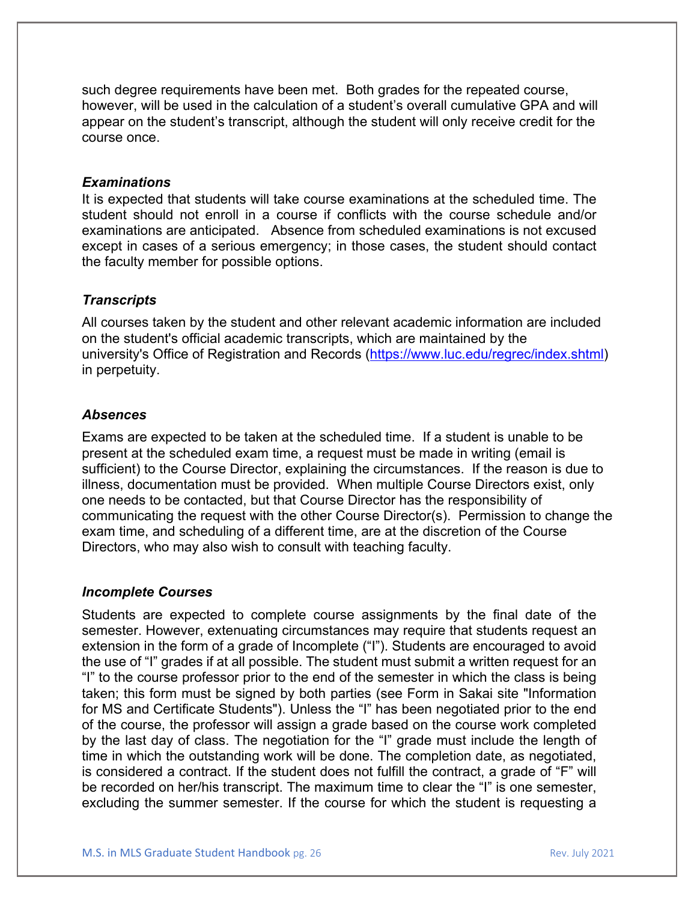such degree requirements have been met. Both grades for the repeated course, however, will be used in the calculation of a student's overall cumulative GPA and will appear on the student's transcript, although the student will only receive credit for the course once.

### *Examinations*

It is expected that students will take course examinations at the scheduled time. The student should not enroll in a course if conflicts with the course schedule and/or examinations are anticipated. Absence from scheduled examinations is not excused except in cases of a serious emergency; in those cases, the student should contact the faculty member for possible options.

### *Transcripts*

All courses taken by the student and other relevant academic information are included on the student's official academic transcripts, which are maintained by the university's Office of Registration and Records (https://www.luc.edu/regrec/index.shtml) in perpetuity.

### *Absences*

Exams are expected to be taken at the scheduled time. If a student is unable to be present at the scheduled exam time, a request must be made in writing (email is sufficient) to the Course Director, explaining the circumstances. If the reason is due to illness, documentation must be provided. When multiple Course Directors exist, only one needs to be contacted, but that Course Director has the responsibility of communicating the request with the other Course Director(s). Permission to change the exam time, and scheduling of a different time, are at the discretion of the Course Directors, who may also wish to consult with teaching faculty.

### *Incomplete Courses*

Students are expected to complete course assignments by the final date of the semester. However, extenuating circumstances may require that students request an extension in the form of a grade of Incomplete ("I"). Students are encouraged to avoid the use of "I" grades if at all possible. The student must submit a written request for an "I" to the course professor prior to the end of the semester in which the class is being taken; this form must be signed by both parties (see Form in Sakai site "Information for MS and Certificate Students"). Unless the "I" has been negotiated prior to the end of the course, the professor will assign a grade based on the course work completed by the last day of class. The negotiation for the "I" grade must include the length of time in which the outstanding work will be done. The completion date, as negotiated, is considered a contract. If the student does not fulfill the contract, a grade of "F" will be recorded on her/his transcript. The maximum time to clear the "I" is one semester, excluding the summer semester. If the course for which the student is requesting a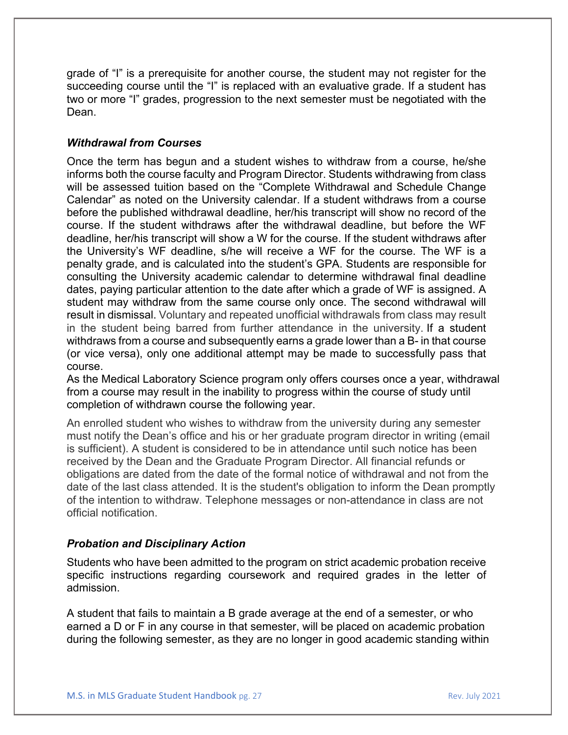grade of "I" is a prerequisite for another course, the student may not register for the succeeding course until the "I" is replaced with an evaluative grade. If a student has two or more "I" grades, progression to the next semester must be negotiated with the Dean.

### *Withdrawal from Courses*

Once the term has begun and a student wishes to withdraw from a course, he/she informs both the course faculty and Program Director. Students withdrawing from class will be assessed tuition based on the "Complete Withdrawal and Schedule Change Calendar" as noted on the University calendar. If a student withdraws from a course before the published withdrawal deadline, her/his transcript will show no record of the course. If the student withdraws after the withdrawal deadline, but before the WF deadline, her/his transcript will show a W for the course. If the student withdraws after the University's WF deadline, s/he will receive a WF for the course. The WF is a penalty grade, and is calculated into the student's GPA. Students are responsible for consulting the University academic calendar to determine withdrawal final deadline dates, paying particular attention to the date after which a grade of WF is assigned. A student may withdraw from the same course only once. The second withdrawal will result in dismissal. Voluntary and repeated unofficial withdrawals from class may result in the student being barred from further attendance in the university. If a student withdraws from a course and subsequently earns a grade lower than a B- in that course (or vice versa), only one additional attempt may be made to successfully pass that course.

As the Medical Laboratory Science program only offers courses once a year, withdrawal from a course may result in the inability to progress within the course of study until completion of withdrawn course the following year.

An enrolled student who wishes to withdraw from the university during any semester must notify the Dean's office and his or her graduate program director in writing (email is sufficient). A student is considered to be in attendance until such notice has been received by the Dean and the Graduate Program Director. All financial refunds or obligations are dated from the date of the formal notice of withdrawal and not from the date of the last class attended. It is the student's obligation to inform the Dean promptly of the intention to withdraw. Telephone messages or non-attendance in class are not official notification.

### *Probation and Disciplinary Action*

Students who have been admitted to the program on strict academic probation receive specific instructions regarding coursework and required grades in the letter of admission.

A student that fails to maintain a B grade average at the end of a semester, or who earned a D or F in any course in that semester, will be placed on academic probation during the following semester, as they are no longer in good academic standing within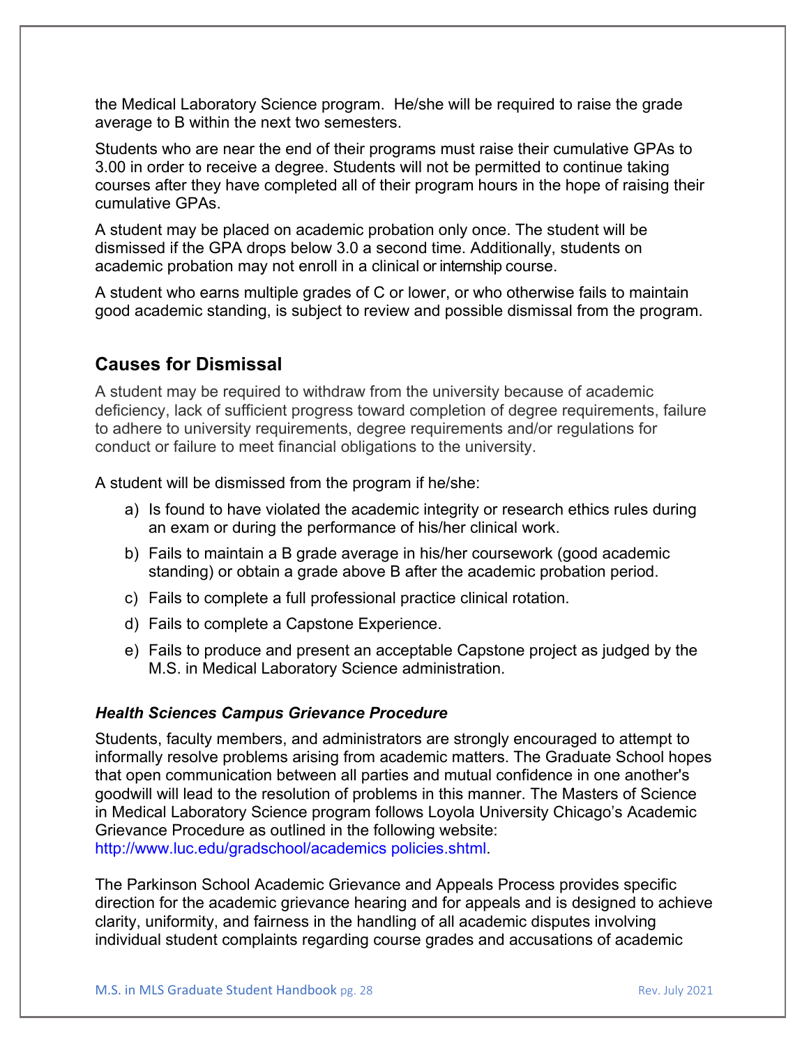the Medical Laboratory Science program. He/she will be required to raise the grade average to B within the next two semesters.

Students who are near the end of their programs must raise their cumulative GPAs to 3.00 in order to receive a degree. Students will not be permitted to continue taking courses after they have completed all of their program hours in the hope of raising their cumulative GPAs.

A student may be placed on academic probation only once. The student will be dismissed if the GPA drops below 3.0 a second time. Additionally, students on academic probation may not enroll in a clinical or internship course.

A student who earns multiple grades of C or lower, or who otherwise fails to maintain good academic standing, is subject to review and possible dismissal from the program.

## Causes for Dismissal

A student may be required to withdraw from the university because of academic deficiency, lack of sufficient progress toward completion of degree requirements, failure to adhere to university requirements, degree requirements and/or regulations for conduct or failure to meet financial obligations to the university.

A student will be dismissed from the program if he/she:

a) Is found to have violated the academic integrity or research ethics rules during an exam or during the performance of his/her clinical work.
b) Fails to maintain a B grade average in his/her coursework (good academic standing) or obtain a grade above B after the academic probation period.
c) Fails to complete a full professional practice clinical rotation.
d) Fails to complete a Capstone Experience.
e) Fails to produce and present an acceptable Capstone project as judged by the M.S. in Medical Laboratory Science administration.

### *Health Sciences Campus Grievance Procedure*

Students, faculty members, and administrators are strongly encouraged to attempt to informally resolve problems arising from academic matters. The Graduate School hopes that open communication between all parties and mutual confidence in one another's goodwill will lead to the resolution of problems in this manner. The Masters of Science in Medical Laboratory Science program follows Loyola University Chicago's Academic Grievance Procedure as outlined in the following website: http://www.luc.edu/gradschool/academics policies.shtml.

The Parkinson School Academic Grievance and Appeals Process provides specific direction for the academic grievance hearing and for appeals and is designed to achieve clarity, uniformity, and fairness in the handling of all academic disputes involving individual student complaints regarding course grades and accusations of academic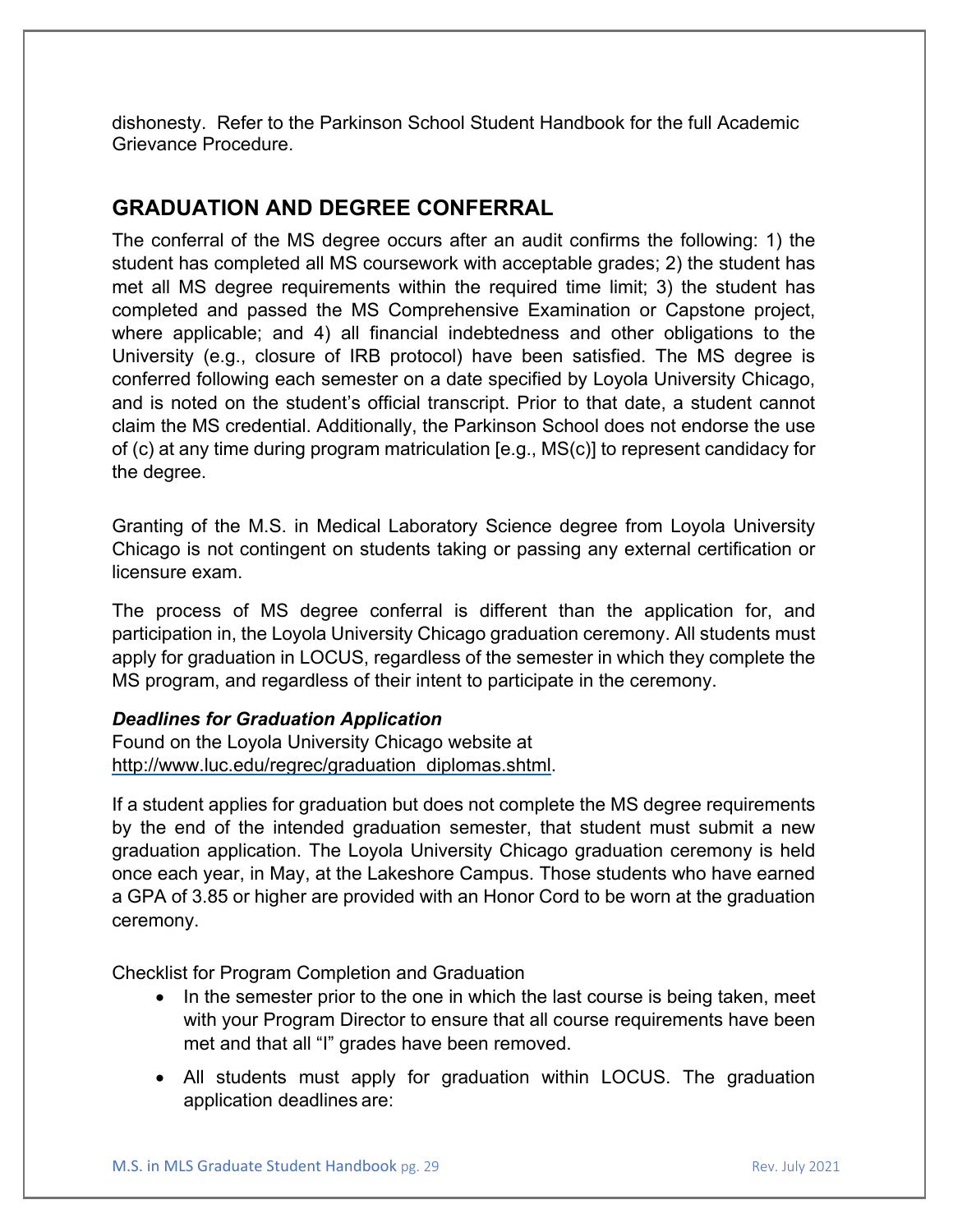dishonesty. Refer to the Parkinson School Student Handbook for the full Academic Grievance Procedure.

## GRADUATION AND DEGREE CONFERRAL

The conferral of the MS degree occurs after an audit confirms the following: 1) the student has completed all MS coursework with acceptable grades; 2) the student has met all MS degree requirements within the required time limit; 3) the student has completed and passed the MS Comprehensive Examination or Capstone project, where applicable; and 4) all financial indebtedness and other obligations to the University (e.g., closure of IRB protocol) have been satisfied. The MS degree is conferred following each semester on a date specified by Loyola University Chicago, and is noted on the student's official transcript. Prior to that date, a student cannot claim the MS credential. Additionally, the Parkinson School does not endorse the use of (c) at any time during program matriculation [e.g., MS(c)] to represent candidacy for the degree.

Granting of the M.S. in Medical Laboratory Science degree from Loyola University Chicago is not contingent on students taking or passing any external certification or licensure exam.

The process of MS degree conferral is different than the application for, and participation in, the Loyola University Chicago graduation ceremony. All students must apply for graduation in LOCUS, regardless of the semester in which they complete the MS program, and regardless of their intent to participate in the ceremony.

***Deadlines for Graduation Application***

Found on the Loyola University Chicago website at http://www.luc.edu/regrec/graduation_diplomas.shtml.

If a student applies for graduation but does not complete the MS degree requirements by the end of the intended graduation semester, that student must submit a new graduation application. The Loyola University Chicago graduation ceremony is held once each year, in May, at the Lakeshore Campus. Those students who have earned a GPA of 3.85 or higher are provided with an Honor Cord to be worn at the graduation ceremony.

Checklist for Program Completion and Graduation

- In the semester prior to the one in which the last course is being taken, meet with your Program Director to ensure that all course requirements have been met and that all "I" grades have been removed.
- All students must apply for graduation within LOCUS. The graduation application deadlines are: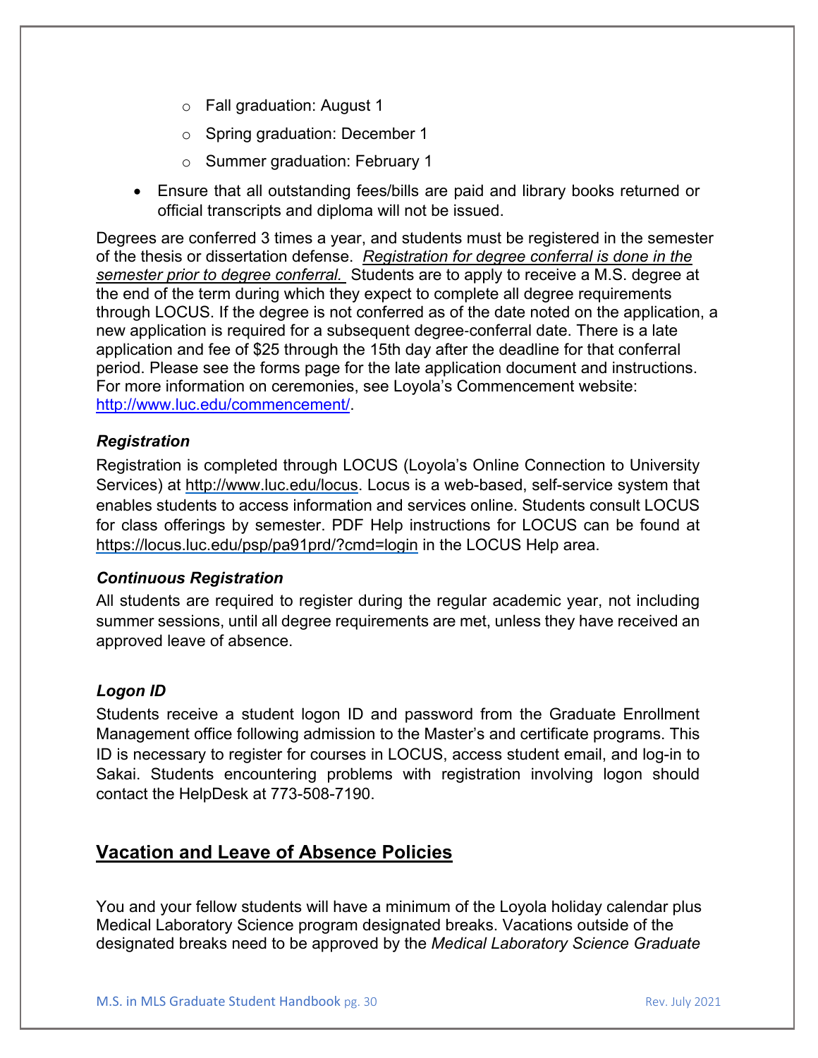- Fall graduation: August 1
  - Spring graduation: December 1
  - Summer graduation: February 1

- Ensure that all outstanding fees/bills are paid and library books returned or official transcripts and diploma will not be issued.

Degrees are conferred 3 times a year, and students must be registered in the semester of the thesis or dissertation defense. *Registration for degree conferral is done in the semester prior to degree conferral.* Students are to apply to receive a M.S. degree at the end of the term during which they expect to complete all degree requirements through LOCUS. If the degree is not conferred as of the date noted on the application, a new application is required for a subsequent degree-conferral date. There is a late application and fee of $25 through the 15th day after the deadline for that conferral period. Please see the forms page for the late application document and instructions. For more information on ceremonies, see Loyola's Commencement website: http://www.luc.edu/commencement/.

### *Registration*

Registration is completed through LOCUS (Loyola's Online Connection to University Services) at http://www.luc.edu/locus. Locus is a web-based, self-service system that enables students to access information and services online. Students consult LOCUS for class offerings by semester. PDF Help instructions for LOCUS can be found at https://locus.luc.edu/psp/pa91prd/?cmd=login in the LOCUS Help area.

### *Continuous Registration*

All students are required to register during the regular academic year, not including summer sessions, until all degree requirements are met, unless they have received an approved leave of absence.

### *Logon ID*

Students receive a student logon ID and password from the Graduate Enrollment Management office following admission to the Master's and certificate programs. This ID is necessary to register for courses in LOCUS, access student email, and log-in to Sakai. Students encountering problems with registration involving logon should contact the HelpDesk at 773-508-7190.

## Vacation and Leave of Absence Policies

You and your fellow students will have a minimum of the Loyola holiday calendar plus Medical Laboratory Science program designated breaks. Vacations outside of the designated breaks need to be approved by the *Medical Laboratory Science Graduate*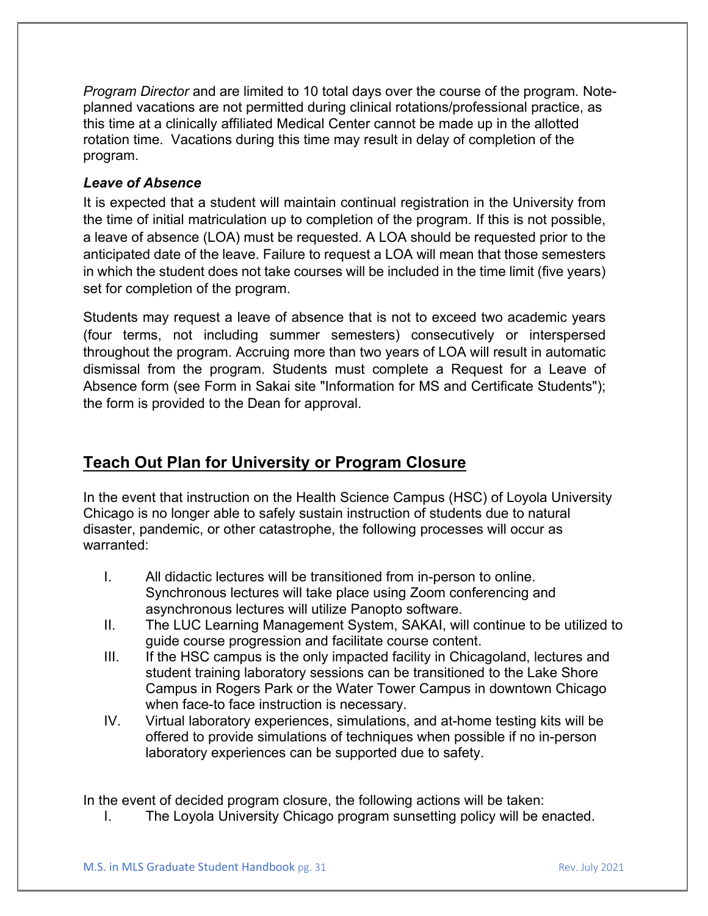*Program Director* and are limited to 10 total days over the course of the program. Note- planned vacations are not permitted during clinical rotations/professional practice, as this time at a clinically affiliated Medical Center cannot be made up in the allotted rotation time. Vacations during this time may result in delay of completion of the program.

***Leave of Absence***

It is expected that a student will maintain continual registration in the University from the time of initial matriculation up to completion of the program. If this is not possible, a leave of absence (LOA) must be requested. A LOA should be requested prior to the anticipated date of the leave. Failure to request a LOA will mean that those semesters in which the student does not take courses will be included in the time limit (five years) set for completion of the program.

Students may request a leave of absence that is not to exceed two academic years (four terms, not including summer semesters) consecutively or interspersed throughout the program. Accruing more than two years of LOA will result in automatic dismissal from the program. Students must complete a Request for a Leave of Absence form (see Form in Sakai site "Information for MS and Certificate Students"); the form is provided to the Dean for approval.

## Teach Out Plan for University or Program Closure

In the event that instruction on the Health Science Campus (HSC) of Loyola University Chicago is no longer able to safely sustain instruction of students due to natural disaster, pandemic, or other catastrophe, the following processes will occur as warranted:

I. All didactic lectures will be transitioned from in-person to online. Synchronous lectures will take place using Zoom conferencing and asynchronous lectures will utilize Panopto software.
II. The LUC Learning Management System, SAKAI, will continue to be utilized to guide course progression and facilitate course content.
III. If the HSC campus is the only impacted facility in Chicagoland, lectures and student training laboratory sessions can be transitioned to the Lake Shore Campus in Rogers Park or the Water Tower Campus in downtown Chicago when face-to face instruction is necessary.
IV. Virtual laboratory experiences, simulations, and at-home testing kits will be offered to provide simulations of techniques when possible if no in-person laboratory experiences can be supported due to safety.

In the event of decided program closure, the following actions will be taken:

I. The Loyola University Chicago program sunsetting policy will be enacted.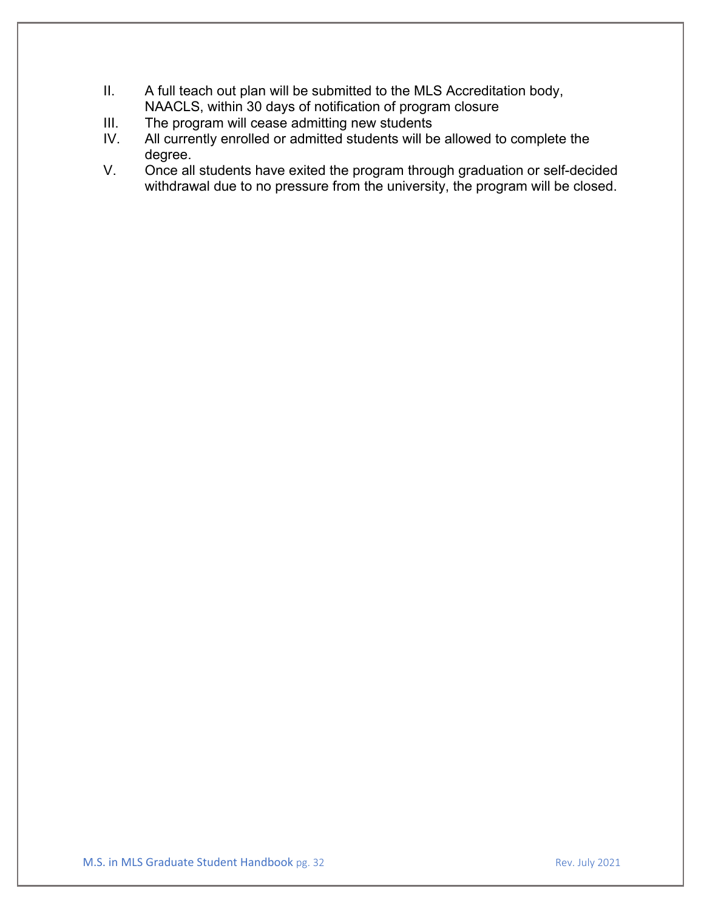II. A full teach out plan will be submitted to the MLS Accreditation body, NAACLS, within 30 days of notification of program closure
III. The program will cease admitting new students
IV. All currently enrolled or admitted students will be allowed to complete the degree.
V. Once all students have exited the program through graduation or self-decided withdrawal due to no pressure from the university, the program will be closed.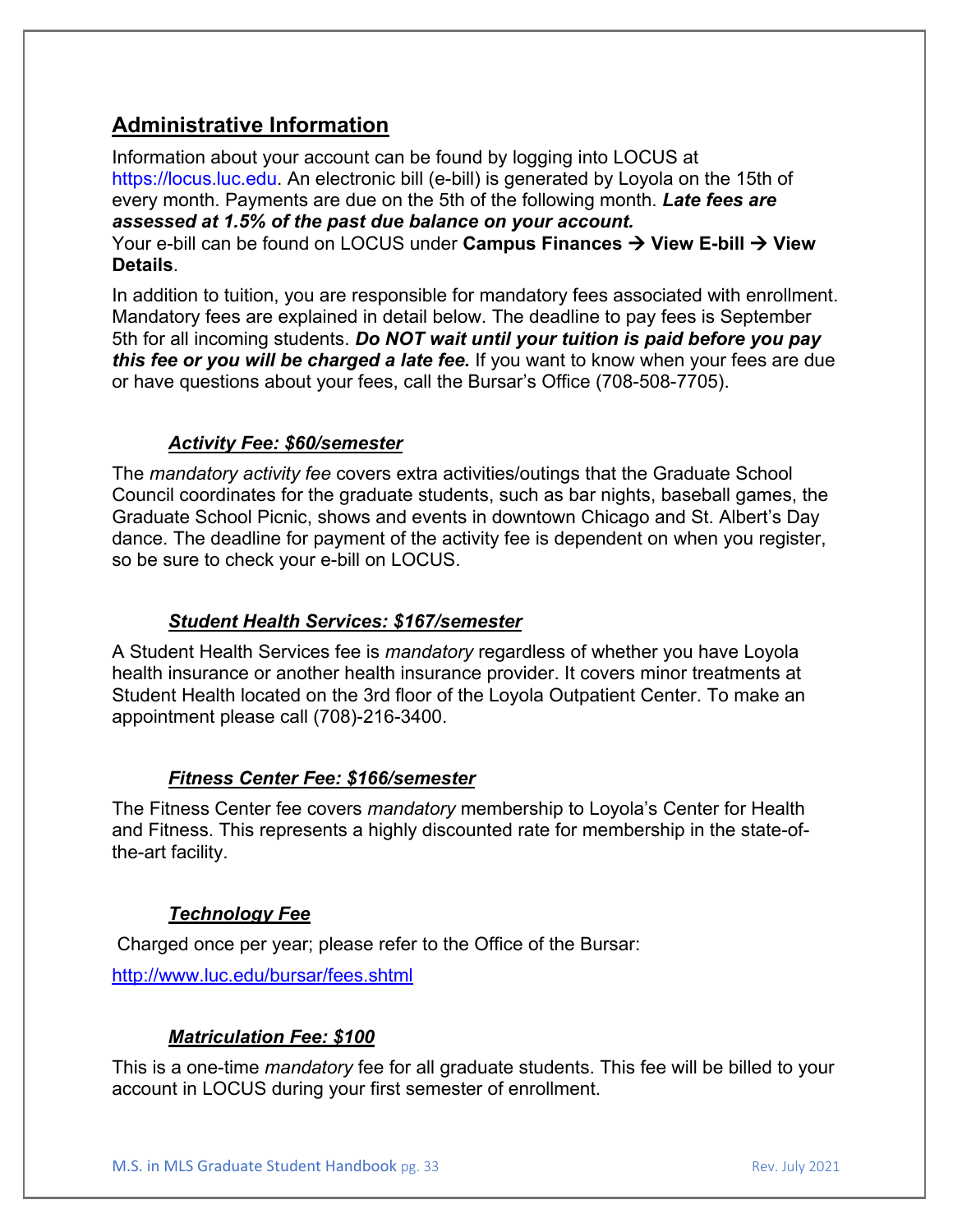## Administrative Information

Information about your account can be found by logging into LOCUS at https://locus.luc.edu. An electronic bill (e-bill) is generated by Loyola on the 15th of every month. Payments are due on the 5th of the following month. ***Late fees are assessed at 1.5% of the past due balance on your account.***
Your e-bill can be found on LOCUS under **Campus Finances → View E-bill → View Details**.

In addition to tuition, you are responsible for mandatory fees associated with enrollment. Mandatory fees are explained in detail below. The deadline to pay fees is September 5th for all incoming students. ***Do NOT wait until your tuition is paid before you pay this fee or you will be charged a late fee.*** If you want to know when your fees are due or have questions about your fees, call the Bursar's Office (708-508-7705).

### *Activity Fee: $60/semester*

The *mandatory activity fee* covers extra activities/outings that the Graduate School Council coordinates for the graduate students, such as bar nights, baseball games, the Graduate School Picnic, shows and events in downtown Chicago and St. Albert's Day dance. The deadline for payment of the activity fee is dependent on when you register, so be sure to check your e-bill on LOCUS.

### *Student Health Services: $167/semester*

A Student Health Services fee is *mandatory* regardless of whether you have Loyola health insurance or another health insurance provider. It covers minor treatments at Student Health located on the 3rd floor of the Loyola Outpatient Center. To make an appointment please call (708)-216-3400.

### *Fitness Center Fee: $166/semester*

The Fitness Center fee covers *mandatory* membership to Loyola's Center for Health and Fitness. This represents a highly discounted rate for membership in the state-of-the-art facility.

### *Technology Fee*

Charged once per year; please refer to the Office of the Bursar:

http://www.luc.edu/bursar/fees.shtml

### *Matriculation Fee: $100*

This is a one-time *mandatory* fee for all graduate students. This fee will be billed to your account in LOCUS during your first semester of enrollment.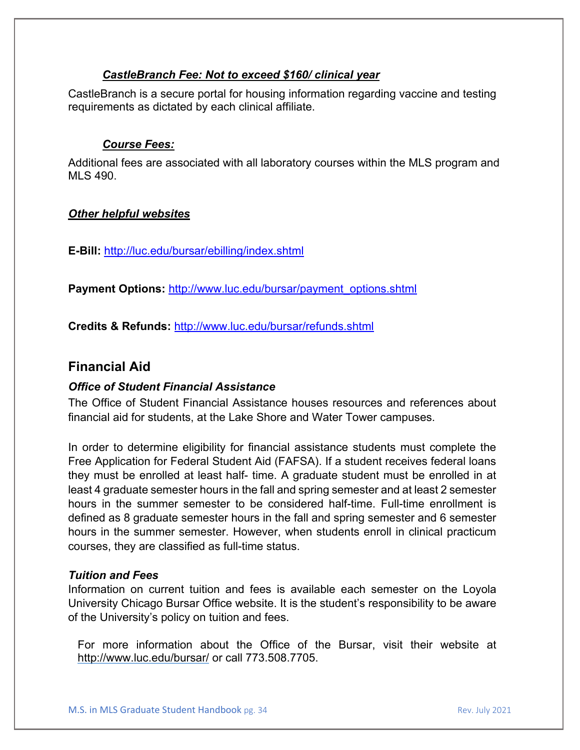***CastleBranch Fee: Not to exceed $160/ clinical year***

CastleBranch is a secure portal for housing information regarding vaccine and testing requirements as dictated by each clinical affiliate.

***Course Fees:***

Additional fees are associated with all laboratory courses within the MLS program and MLS 490.

***Other helpful websites***

**E-Bill:** http://luc.edu/bursar/ebilling/index.shtml

**Payment Options:** http://www.luc.edu/bursar/payment_options.shtml

**Credits & Refunds:** http://www.luc.edu/bursar/refunds.shtml

## Financial Aid

### *Office of Student Financial Assistance*

The Office of Student Financial Assistance houses resources and references about financial aid for students, at the Lake Shore and Water Tower campuses.

In order to determine eligibility for financial assistance students must complete the Free Application for Federal Student Aid (FAFSA). If a student receives federal loans they must be enrolled at least half- time. A graduate student must be enrolled in at least 4 graduate semester hours in the fall and spring semester and at least 2 semester hours in the summer semester to be considered half-time. Full-time enrollment is defined as 8 graduate semester hours in the fall and spring semester and 6 semester hours in the summer semester. However, when students enroll in clinical practicum courses, they are classified as full-time status.

### *Tuition and Fees*

Information on current tuition and fees is available each semester on the Loyola University Chicago Bursar Office website. It is the student's responsibility to be aware of the University's policy on tuition and fees.

For more information about the Office of the Bursar, visit their website at http://www.luc.edu/bursar/ or call 773.508.7705.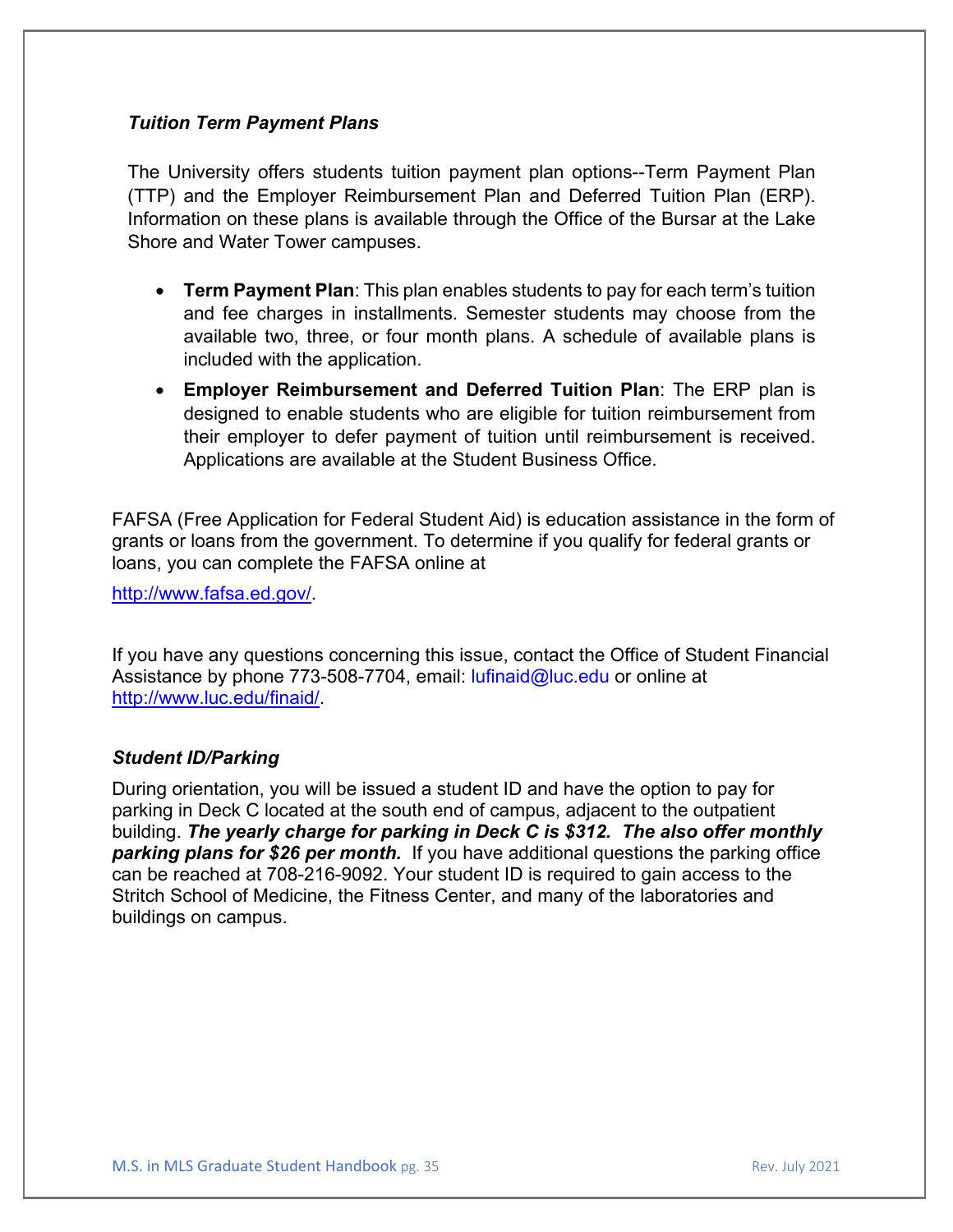### *Tuition Term Payment Plans*

The University offers students tuition payment plan options--Term Payment Plan (TTP) and the Employer Reimbursement Plan and Deferred Tuition Plan (ERP). Information on these plans is available through the Office of the Bursar at the Lake Shore and Water Tower campuses.

- **Term Payment Plan**: This plan enables students to pay for each term's tuition and fee charges in installments. Semester students may choose from the available two, three, or four month plans. A schedule of available plans is included with the application.
- **Employer Reimbursement and Deferred Tuition Plan**: The ERP plan is designed to enable students who are eligible for tuition reimbursement from their employer to defer payment of tuition until reimbursement is received. Applications are available at the Student Business Office.

FAFSA (Free Application for Federal Student Aid) is education assistance in the form of grants or loans from the government. To determine if you qualify for federal grants or loans, you can complete the FAFSA online at

http://www.fafsa.ed.gov/.

If you have any questions concerning this issue, contact the Office of Student Financial Assistance by phone 773-508-7704, email: lufinaid@luc.edu or online at http://www.luc.edu/finaid/.

### *Student ID/Parking*

During orientation, you will be issued a student ID and have the option to pay for parking in Deck C located at the south end of campus, adjacent to the outpatient building. ***The yearly charge for parking in Deck C is $312. The also offer monthly parking plans for $26 per month.*** If you have additional questions the parking office can be reached at 708-216-9092. Your student ID is required to gain access to the Stritch School of Medicine, the Fitness Center, and many of the laboratories and buildings on campus.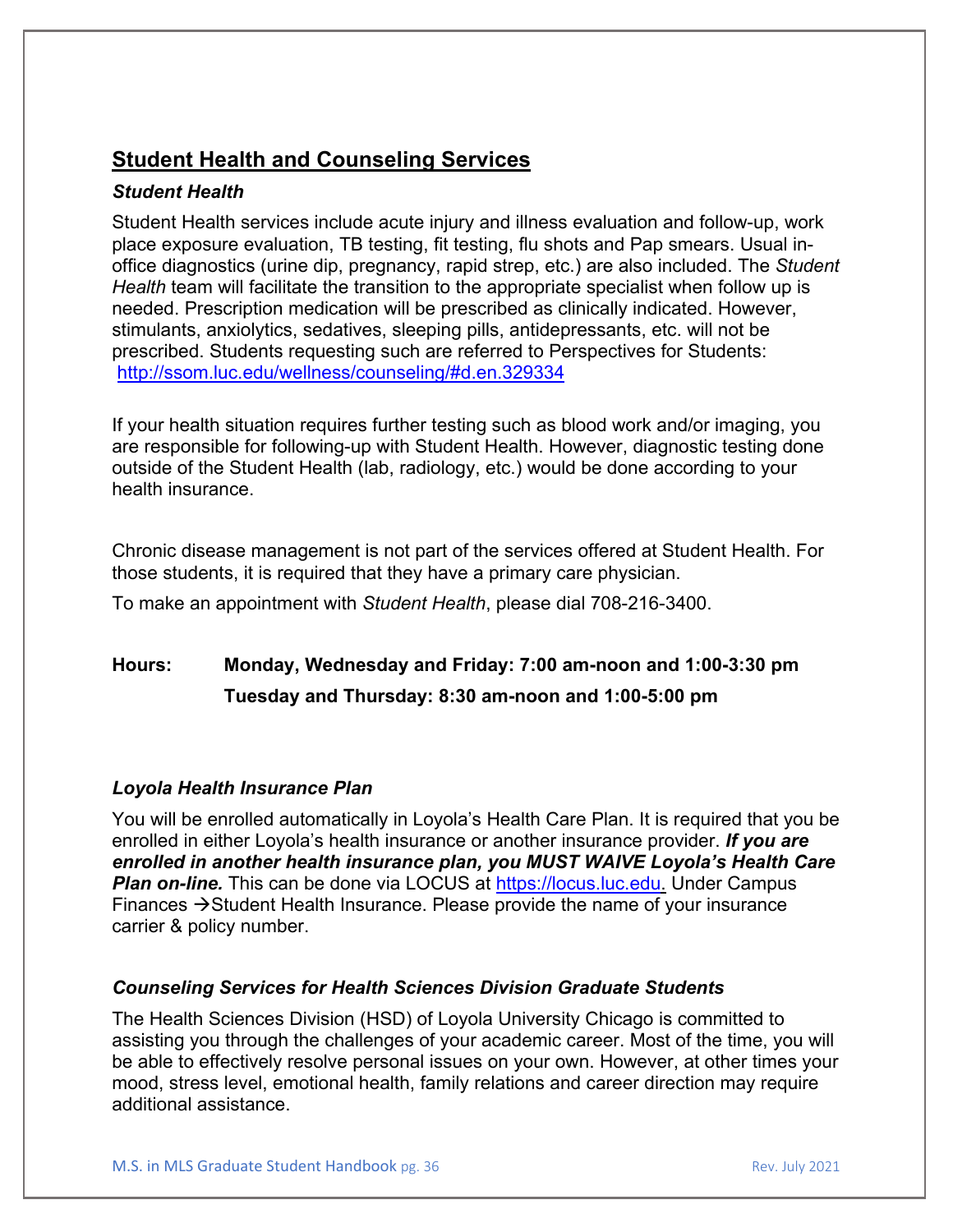## Student Health and Counseling Services

### *Student Health*

Student Health services include acute injury and illness evaluation and follow-up, work place exposure evaluation, TB testing, fit testing, flu shots and Pap smears. Usual in-office diagnostics (urine dip, pregnancy, rapid strep, etc.) are also included. The *Student Health* team will facilitate the transition to the appropriate specialist when follow up is needed. Prescription medication will be prescribed as clinically indicated. However, stimulants, anxiolytics, sedatives, sleeping pills, antidepressants, etc. will not be prescribed. Students requesting such are referred to Perspectives for Students: http://ssom.luc.edu/wellness/counseling/#d.en.329334

If your health situation requires further testing such as blood work and/or imaging, you are responsible for following-up with Student Health. However, diagnostic testing done outside of the Student Health (lab, radiology, etc.) would be done according to your health insurance.

Chronic disease management is not part of the services offered at Student Health. For those students, it is required that they have a primary care physician.

To make an appointment with *Student Health*, please dial 708-216-3400.

**Hours:** **Monday, Wednesday and Friday: 7:00 am-noon and 1:00-3:30 pm**
**Tuesday and Thursday: 8:30 am-noon and 1:00-5:00 pm**

### *Loyola Health Insurance Plan*

You will be enrolled automatically in Loyola's Health Care Plan. It is required that you be enrolled in either Loyola's health insurance or another insurance provider. ***If you are enrolled in another health insurance plan, you MUST WAIVE Loyola's Health Care Plan on-line.*** This can be done via LOCUS at https://locus.luc.edu. Under Campus Finances →Student Health Insurance. Please provide the name of your insurance carrier & policy number.

### *Counseling Services for Health Sciences Division Graduate Students*

The Health Sciences Division (HSD) of Loyola University Chicago is committed to assisting you through the challenges of your academic career. Most of the time, you will be able to effectively resolve personal issues on your own. However, at other times your mood, stress level, emotional health, family relations and career direction may require additional assistance.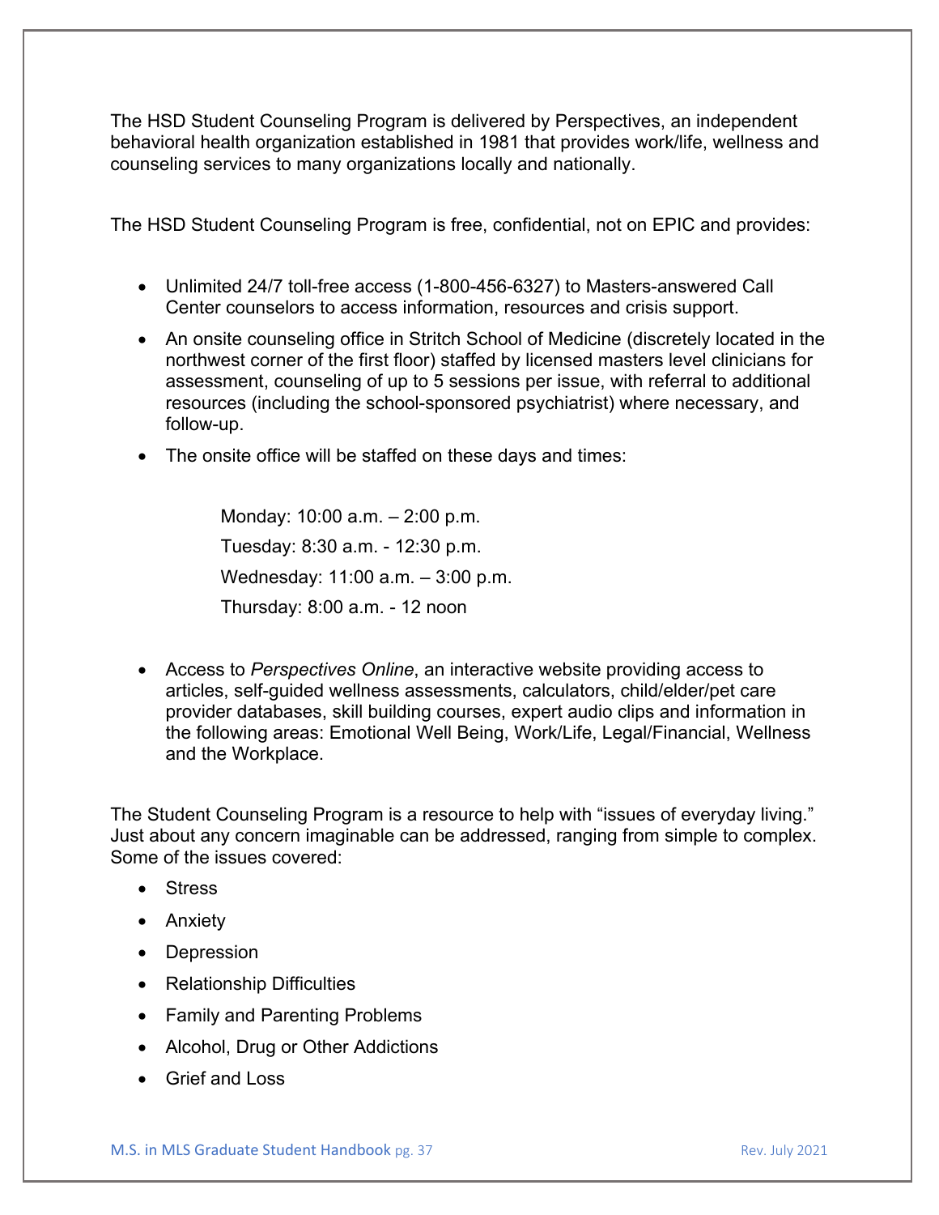The HSD Student Counseling Program is delivered by Perspectives, an independent behavioral health organization established in 1981 that provides work/life, wellness and counseling services to many organizations locally and nationally.

The HSD Student Counseling Program is free, confidential, not on EPIC and provides:

- Unlimited 24/7 toll-free access (1-800-456-6327) to Masters-answered Call Center counselors to access information, resources and crisis support.
- An onsite counseling office in Stritch School of Medicine (discretely located in the northwest corner of the first floor) staffed by licensed masters level clinicians for assessment, counseling of up to 5 sessions per issue, with referral to additional resources (including the school-sponsored psychiatrist) where necessary, and follow-up.
- The onsite office will be staffed on these days and times:

  Monday: 10:00 a.m. – 2:00 p.m.
  
  Tuesday: 8:30 a.m. - 12:30 p.m.
  
  Wednesday: 11:00 a.m. – 3:00 p.m.
  
  Thursday: 8:00 a.m. - 12 noon

- Access to *Perspectives Online*, an interactive website providing access to articles, self-guided wellness assessments, calculators, child/elder/pet care provider databases, skill building courses, expert audio clips and information in the following areas: Emotional Well Being, Work/Life, Legal/Financial, Wellness and the Workplace.

The Student Counseling Program is a resource to help with "issues of everyday living." Just about any concern imaginable can be addressed, ranging from simple to complex. Some of the issues covered:

- Stress
- Anxiety
- Depression
- Relationship Difficulties
- Family and Parenting Problems
- Alcohol, Drug or Other Addictions
- Grief and Loss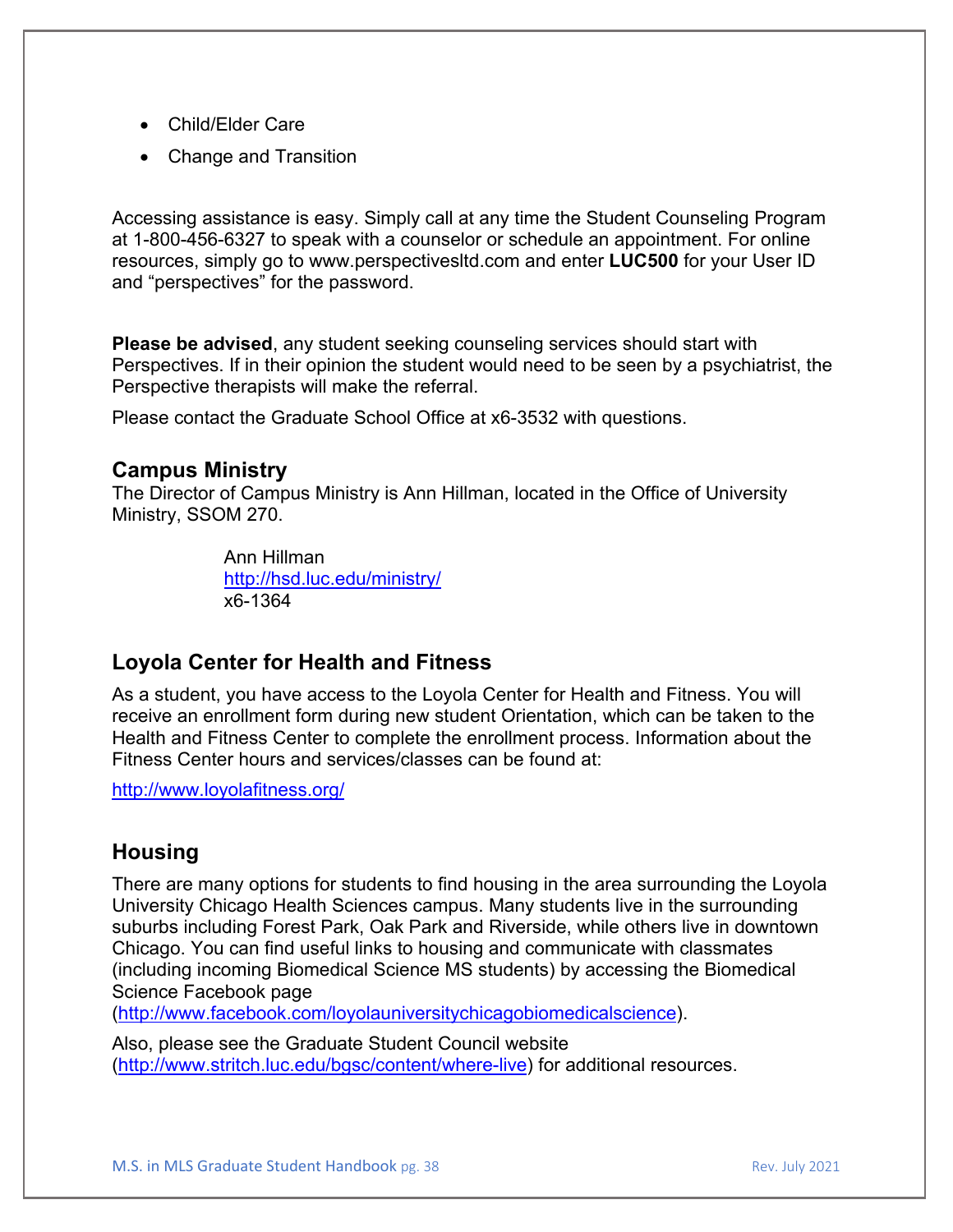- Child/Elder Care
- Change and Transition

Accessing assistance is easy. Simply call at any time the Student Counseling Program at 1-800-456-6327 to speak with a counselor or schedule an appointment. For online resources, simply go to www.perspectivesltd.com and enter **LUC500** for your User ID and "perspectives" for the password.

**Please be advised**, any student seeking counseling services should start with Perspectives. If in their opinion the student would need to be seen by a psychiatrist, the Perspective therapists will make the referral.

Please contact the Graduate School Office at x6-3532 with questions.

## Campus Ministry

The Director of Campus Ministry is Ann Hillman, located in the Office of University Ministry, SSOM 270.

Ann Hillman
http://hsd.luc.edu/ministry/
x6-1364

## Loyola Center for Health and Fitness

As a student, you have access to the Loyola Center for Health and Fitness. You will receive an enrollment form during new student Orientation, which can be taken to the Health and Fitness Center to complete the enrollment process. Information about the Fitness Center hours and services/classes can be found at:

http://www.loyolafitness.org/

## Housing

There are many options for students to find housing in the area surrounding the Loyola University Chicago Health Sciences campus. Many students live in the surrounding suburbs including Forest Park, Oak Park and Riverside, while others live in downtown Chicago. You can find useful links to housing and communicate with classmates (including incoming Biomedical Science MS students) by accessing the Biomedical Science Facebook page (http://www.facebook.com/loyolauniversitychicagobiomedicalscience).

Also, please see the Graduate Student Council website (http://www.stritch.luc.edu/bgsc/content/where-live) for additional resources.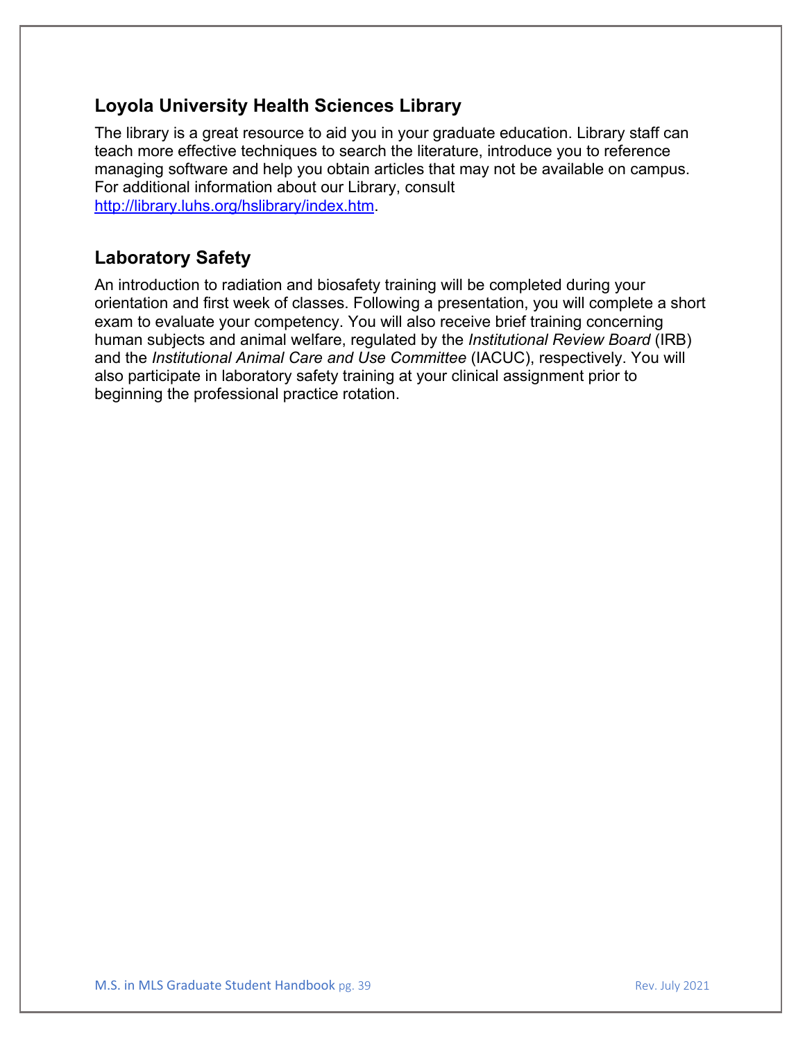## Loyola University Health Sciences Library

The library is a great resource to aid you in your graduate education. Library staff can teach more effective techniques to search the literature, introduce you to reference managing software and help you obtain articles that may not be available on campus. For additional information about our Library, consult [http://library.luhs.org/hslibrary/index.htm](http://library.luhs.org/hslibrary/index.htm).

## Laboratory Safety

An introduction to radiation and biosafety training will be completed during your orientation and first week of classes. Following a presentation, you will complete a short exam to evaluate your competency. You will also receive brief training concerning human subjects and animal welfare, regulated by the *Institutional Review Board* (IRB) and the *Institutional Animal Care and Use Committee* (IACUC), respectively. You will also participate in laboratory safety training at your clinical assignment prior to beginning the professional practice rotation.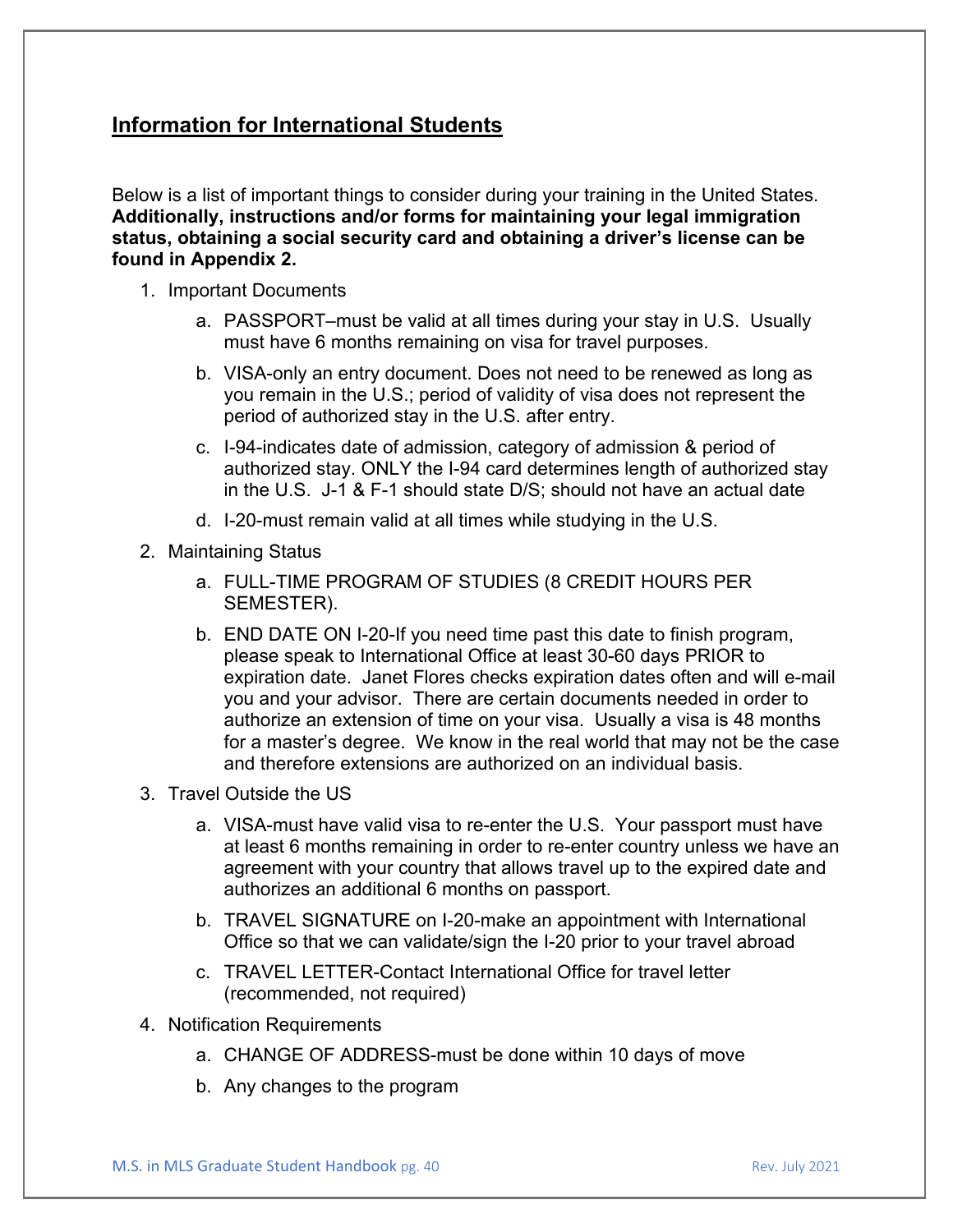## Information for International Students

Below is a list of important things to consider during your training in the United States. **Additionally, instructions and/or forms for maintaining your legal immigration status, obtaining a social security card and obtaining a driver's license can be found in Appendix 2.**

1. Important Documents
    a. PASSPORT–must be valid at all times during your stay in U.S. Usually must have 6 months remaining on visa for travel purposes.
    b. VISA-only an entry document. Does not need to be renewed as long as you remain in the U.S.; period of validity of visa does not represent the period of authorized stay in the U.S. after entry.
    c. I-94-indicates date of admission, category of admission & period of authorized stay. ONLY the I-94 card determines length of authorized stay in the U.S. J-1 & F-1 should state D/S; should not have an actual date
    d. I-20-must remain valid at all times while studying in the U.S.
2. Maintaining Status
    a. FULL-TIME PROGRAM OF STUDIES (8 CREDIT HOURS PER SEMESTER).
    b. END DATE ON I-20-If you need time past this date to finish program, please speak to International Office at least 30-60 days PRIOR to expiration date. Janet Flores checks expiration dates often and will e-mail you and your advisor. There are certain documents needed in order to authorize an extension of time on your visa. Usually a visa is 48 months for a master's degree. We know in the real world that may not be the case and therefore extensions are authorized on an individual basis.
3. Travel Outside the US
    a. VISA-must have valid visa to re-enter the U.S. Your passport must have at least 6 months remaining in order to re-enter country unless we have an agreement with your country that allows travel up to the expired date and authorizes an additional 6 months on passport.
    b. TRAVEL SIGNATURE on I-20-make an appointment with International Office so that we can validate/sign the I-20 prior to your travel abroad
    c. TRAVEL LETTER-Contact International Office for travel letter (recommended, not required)
4. Notification Requirements
    a. CHANGE OF ADDRESS-must be done within 10 days of move
    b. Any changes to the program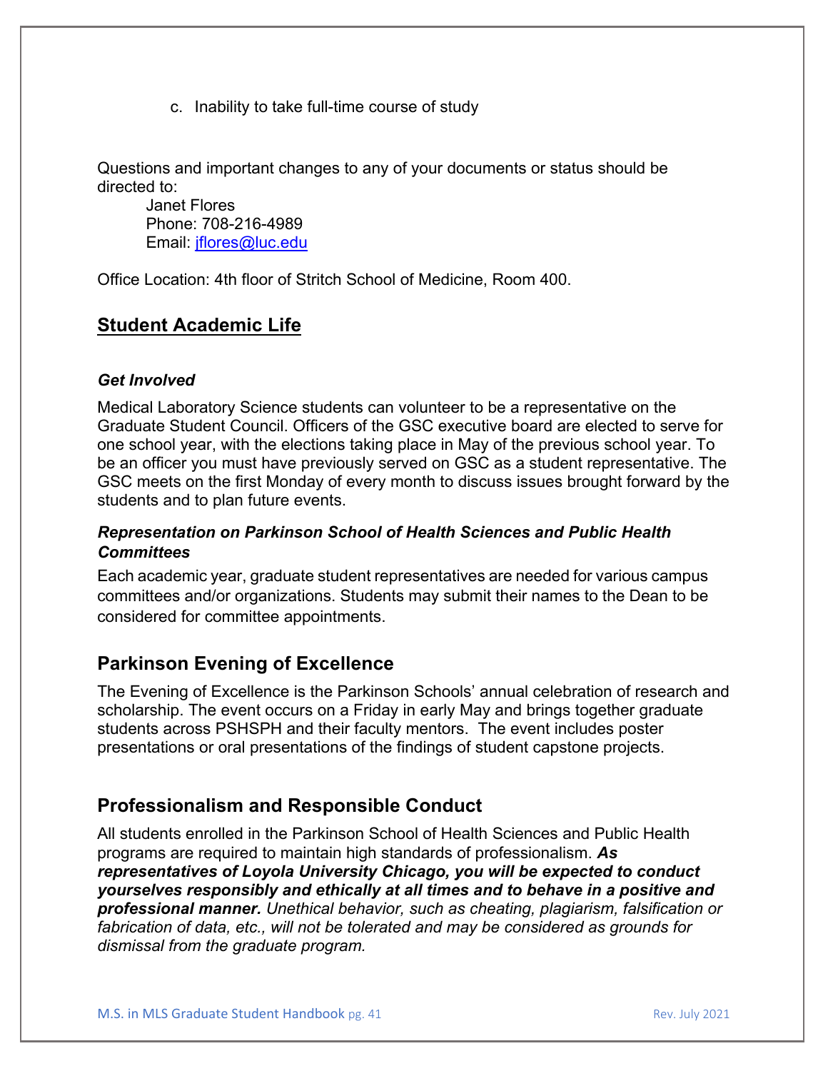c. Inability to take full-time course of study

Questions and important changes to any of your documents or status should be directed to:

Janet Flores
Phone: 708-216-4989
Email: [jflores@luc.edu](mailto:jflores@luc.edu)

Office Location: 4th floor of Stritch School of Medicine, Room 400.

## Student Academic Life

### *Get Involved*

Medical Laboratory Science students can volunteer to be a representative on the Graduate Student Council. Officers of the GSC executive board are elected to serve for one school year, with the elections taking place in May of the previous school year. To be an officer you must have previously served on GSC as a student representative. The GSC meets on the first Monday of every month to discuss issues brought forward by the students and to plan future events.

### *Representation on Parkinson School of Health Sciences and Public Health Committees*

Each academic year, graduate student representatives are needed for various campus committees and/or organizations. Students may submit their names to the Dean to be considered for committee appointments.

## Parkinson Evening of Excellence

The Evening of Excellence is the Parkinson Schools' annual celebration of research and scholarship. The event occurs on a Friday in early May and brings together graduate students across PSHSPH and their faculty mentors. The event includes poster presentations or oral presentations of the findings of student capstone projects.

## Professionalism and Responsible Conduct

All students enrolled in the Parkinson School of Health Sciences and Public Health programs are required to maintain high standards of professionalism. ***As representatives of Loyola University Chicago, you will be expected to conduct yourselves responsibly and ethically at all times and to behave in a positive and professional manner.*** *Unethical behavior, such as cheating, plagiarism, falsification or fabrication of data, etc., will not be tolerated and may be considered as grounds for dismissal from the graduate program.*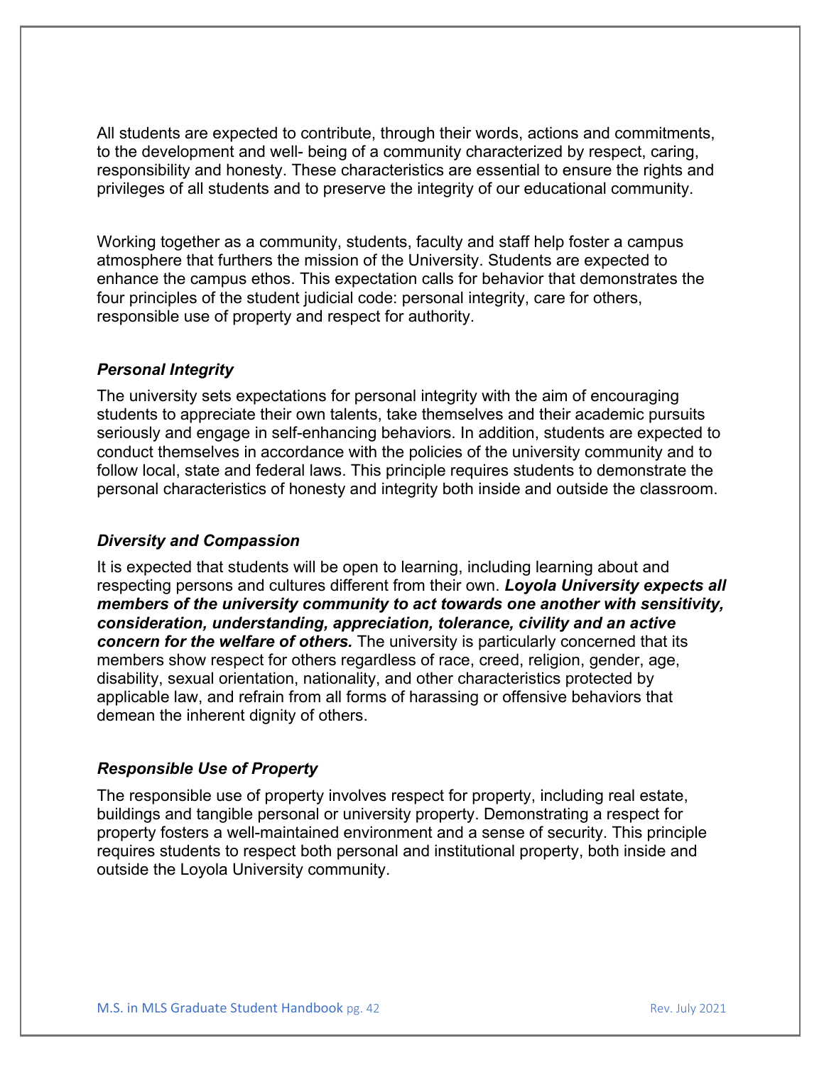All students are expected to contribute, through their words, actions and commitments, to the development and well- being of a community characterized by respect, caring, responsibility and honesty. These characteristics are essential to ensure the rights and privileges of all students and to preserve the integrity of our educational community.

Working together as a community, students, faculty and staff help foster a campus atmosphere that furthers the mission of the University. Students are expected to enhance the campus ethos. This expectation calls for behavior that demonstrates the four principles of the student judicial code: personal integrity, care for others, responsible use of property and respect for authority.

### *Personal Integrity*

The university sets expectations for personal integrity with the aim of encouraging students to appreciate their own talents, take themselves and their academic pursuits seriously and engage in self-enhancing behaviors. In addition, students are expected to conduct themselves in accordance with the policies of the university community and to follow local, state and federal laws. This principle requires students to demonstrate the personal characteristics of honesty and integrity both inside and outside the classroom.

### *Diversity and Compassion*

It is expected that students will be open to learning, including learning about and respecting persons and cultures different from their own. ***Loyola University expects all members of the university community to act towards one another with sensitivity, consideration, understanding, appreciation, tolerance, civility and an active concern for the welfare of others.*** The university is particularly concerned that its members show respect for others regardless of race, creed, religion, gender, age, disability, sexual orientation, nationality, and other characteristics protected by applicable law, and refrain from all forms of harassing or offensive behaviors that demean the inherent dignity of others.

### *Responsible Use of Property*

The responsible use of property involves respect for property, including real estate, buildings and tangible personal or university property. Demonstrating a respect for property fosters a well-maintained environment and a sense of security. This principle requires students to respect both personal and institutional property, both inside and outside the Loyola University community.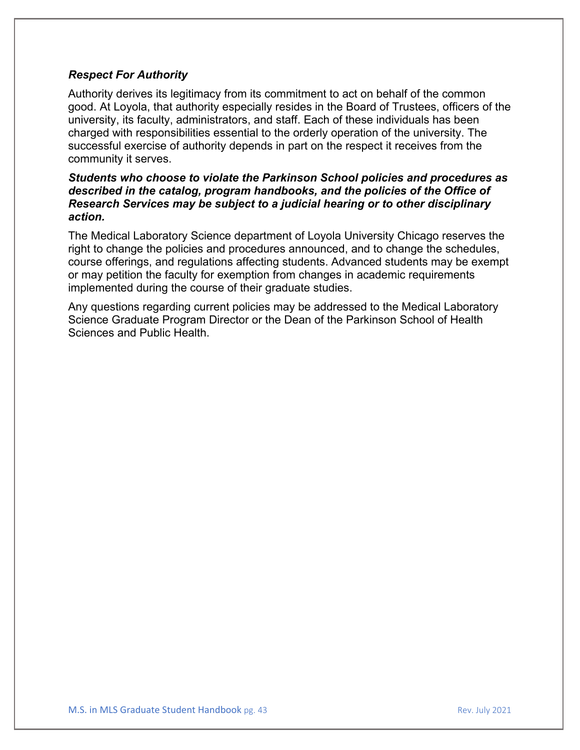### *Respect For Authority*

Authority derives its legitimacy from its commitment to act on behalf of the common good. At Loyola, that authority especially resides in the Board of Trustees, officers of the university, its faculty, administrators, and staff. Each of these individuals has been charged with responsibilities essential to the orderly operation of the university. The successful exercise of authority depends in part on the respect it receives from the community it serves.

***Students who choose to violate the Parkinson School policies and procedures as described in the catalog, program handbooks, and the policies of the Office of Research Services may be subject to a judicial hearing or to other disciplinary action.***

The Medical Laboratory Science department of Loyola University Chicago reserves the right to change the policies and procedures announced, and to change the schedules, course offerings, and regulations affecting students. Advanced students may be exempt or may petition the faculty for exemption from changes in academic requirements implemented during the course of their graduate studies.

Any questions regarding current policies may be addressed to the Medical Laboratory Science Graduate Program Director or the Dean of the Parkinson School of Health Sciences and Public Health.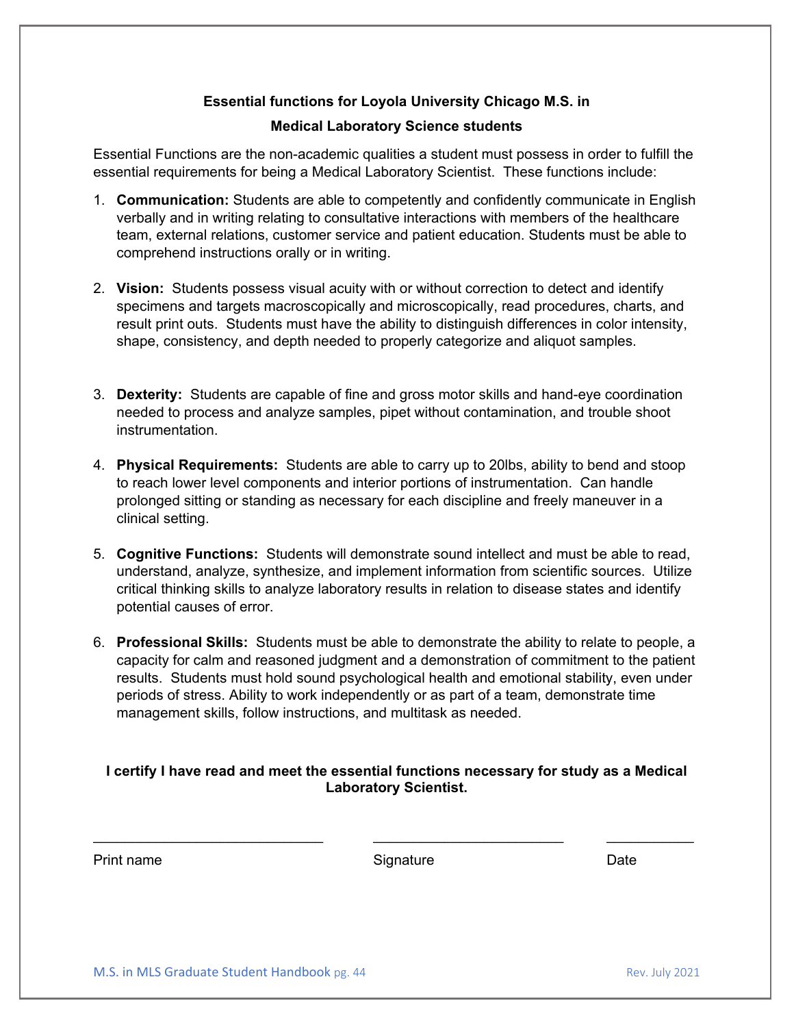**Essential functions for Loyola University Chicago M.S. in Medical Laboratory Science students**

Essential Functions are the non-academic qualities a student must possess in order to fulfill the essential requirements for being a Medical Laboratory Scientist. These functions include:

1. **Communication:** Students are able to competently and confidently communicate in English verbally and in writing relating to consultative interactions with members of the healthcare team, external relations, customer service and patient education. Students must be able to comprehend instructions orally or in writing.

2. **Vision:** Students possess visual acuity with or without correction to detect and identify specimens and targets macroscopically and microscopically, read procedures, charts, and result print outs. Students must have the ability to distinguish differences in color intensity, shape, consistency, and depth needed to properly categorize and aliquot samples.

3. **Dexterity:** Students are capable of fine and gross motor skills and hand-eye coordination needed to process and analyze samples, pipet without contamination, and trouble shoot instrumentation.

4. **Physical Requirements:** Students are able to carry up to 20lbs, ability to bend and stoop to reach lower level components and interior portions of instrumentation. Can handle prolonged sitting or standing as necessary for each discipline and freely maneuver in a clinical setting.

5. **Cognitive Functions:** Students will demonstrate sound intellect and must be able to read, understand, analyze, synthesize, and implement information from scientific sources. Utilize critical thinking skills to analyze laboratory results in relation to disease states and identify potential causes of error.

6. **Professional Skills:** Students must be able to demonstrate the ability to relate to people, a capacity for calm and reasoned judgment and a demonstration of commitment to the patient results. Students must hold sound psychological health and emotional stability, even under periods of stress. Ability to work independently or as part of a team, demonstrate time management skills, follow instructions, and multitask as needed.

**I certify I have read and meet the essential functions necessary for study as a Medical Laboratory Scientist.**

______________________________ ________________________ ___________

Print name Signature Date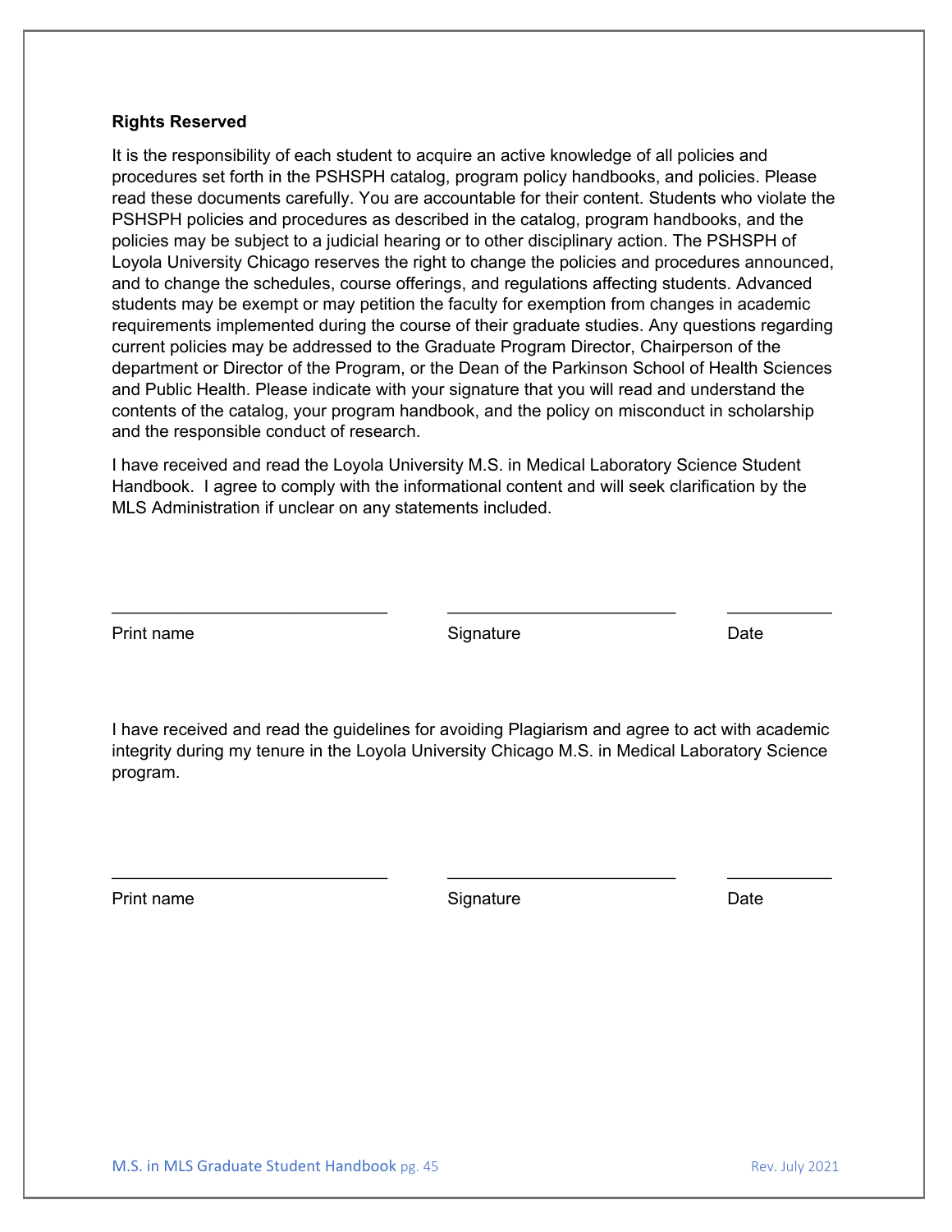**Rights Reserved**

It is the responsibility of each student to acquire an active knowledge of all policies and procedures set forth in the PSHSPH catalog, program policy handbooks, and policies. Please read these documents carefully. You are accountable for their content. Students who violate the PSHSPH policies and procedures as described in the catalog, program handbooks, and the policies may be subject to a judicial hearing or to other disciplinary action. The PSHSPH of Loyola University Chicago reserves the right to change the policies and procedures announced, and to change the schedules, course offerings, and regulations affecting students. Advanced students may be exempt or may petition the faculty for exemption from changes in academic requirements implemented during the course of their graduate studies. Any questions regarding current policies may be addressed to the Graduate Program Director, Chairperson of the department or Director of the Program, or the Dean of the Parkinson School of Health Sciences and Public Health. Please indicate with your signature that you will read and understand the contents of the catalog, your program handbook, and the policy on misconduct in scholarship and the responsible conduct of research.

I have received and read the Loyola University M.S. in Medical Laboratory Science Student Handbook. I agree to comply with the informational content and will seek clarification by the MLS Administration if unclear on any statements included.

_____________________________ _________________________ ___________

Print name Signature Date

I have received and read the guidelines for avoiding Plagiarism and agree to act with academic integrity during my tenure in the Loyola University Chicago M.S. in Medical Laboratory Science program.

_____________________________ _________________________ ___________

Print name Signature Date